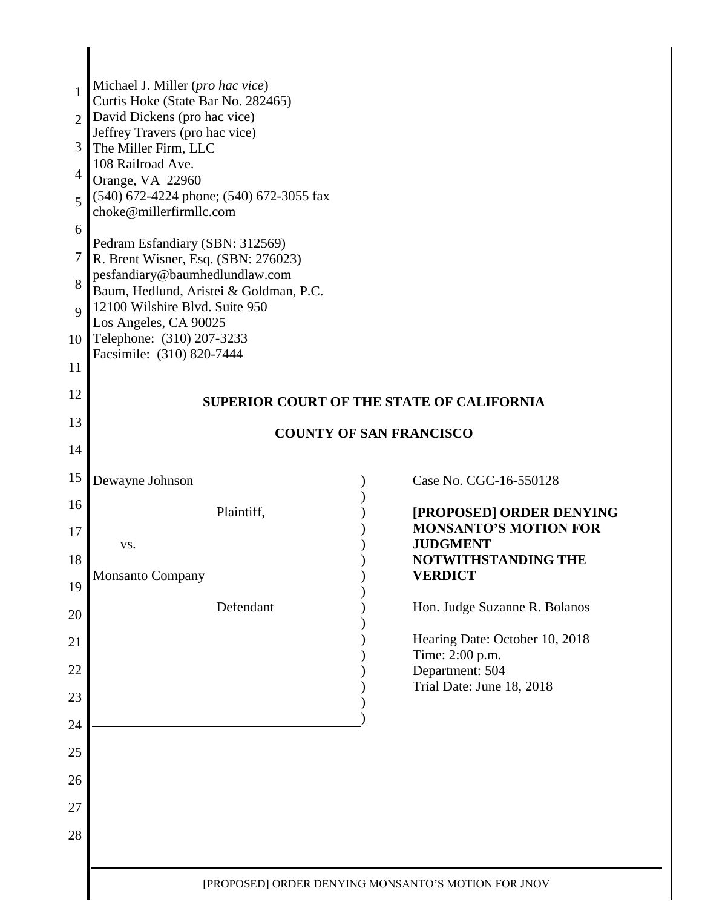Michael J. Miller (*pro hac vice*)
Curtis Hoke (State Bar No. 282465)
David Dickens (pro hac vice)
Jeffrey Travers (pro hac vice)
The Miller Firm, LLC
108 Railroad Ave.
Orange, VA 22960
(540) 672-4224 phone; (540) 672-3055 fax
choke@millerfirmllc.com

Pedram Esfandiary (SBN: 312569)
R. Brent Wisner, Esq. (SBN: 276023)
pesfandiary@baumhedlundlaw.com
Baum, Hedlund, Aristei & Goldman, P.C.
12100 Wilshire Blvd. Suite 950
Los Angeles, CA 90025
Telephone: (310) 207-3233
Facsimile: (310) 820-7444

**SUPERIOR COURT OF THE STATE OF CALIFORNIA**

**COUNTY OF SAN FRANCISCO**

| | |
|---|---|
| Dewayne Johnson<br><br>Plaintiff,<br><br>vs.<br><br>Monsanto Company<br><br>Defendant | Case No. CGC-16-550128<br><br>**[PROPOSED] ORDER DENYING MONSANTO'S MOTION FOR JUDGMENT NOTWITHSTANDING THE VERDICT**<br><br>Hon. Judge Suzanne R. Bolanos<br><br>Hearing Date: October 10, 2018<br>Time: 2:00 p.m.<br>Department: 504<br>Trial Date: June 18, 2018 |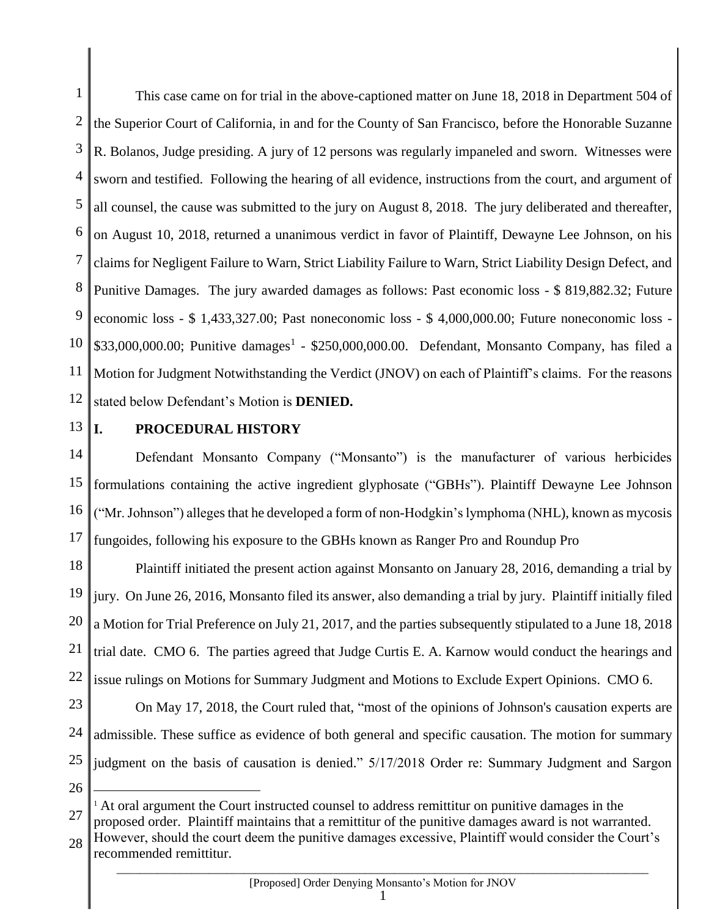This case came on for trial in the above-captioned matter on June 18, 2018 in Department 504 of the Superior Court of California, in and for the County of San Francisco, before the Honorable Suzanne R. Bolanos, Judge presiding. A jury of 12 persons was regularly impaneled and sworn. Witnesses were sworn and testified. Following the hearing of all evidence, instructions from the court, and argument of all counsel, the cause was submitted to the jury on August 8, 2018. The jury deliberated and thereafter, on August 10, 2018, returned a unanimous verdict in favor of Plaintiff, Dewayne Lee Johnson, on his claims for Negligent Failure to Warn, Strict Liability Failure to Warn, Strict Liability Design Defect, and Punitive Damages. The jury awarded damages as follows: Past economic loss - $ 819,882.32; Future economic loss - $ 1,433,327.00; Past noneconomic loss - $ 4,000,000.00; Future noneconomic loss - $33,000,000.00; Punitive damages[1] - $250,000,000.00. Defendant, Monsanto Company, has filed a Motion for Judgment Notwithstanding the Verdict (JNOV) on each of Plaintiff's claims. For the reasons stated below Defendant's Motion is **DENIED.**

## I. PROCEDURAL HISTORY

Defendant Monsanto Company ("Monsanto") is the manufacturer of various herbicides formulations containing the active ingredient glyphosate ("GBHs"). Plaintiff Dewayne Lee Johnson ("Mr. Johnson") alleges that he developed a form of non-Hodgkin's lymphoma (NHL), known as mycosis fungoides, following his exposure to the GBHs known as Ranger Pro and Roundup Pro

Plaintiff initiated the present action against Monsanto on January 28, 2016, demanding a trial by jury. On June 26, 2016, Monsanto filed its answer, also demanding a trial by jury. Plaintiff initially filed a Motion for Trial Preference on July 21, 2017, and the parties subsequently stipulated to a June 18, 2018 trial date. CMO 6. The parties agreed that Judge Curtis E. A. Karnow would conduct the hearings and issue rulings on Motions for Summary Judgment and Motions to Exclude Expert Opinions. CMO 6.

On May 17, 2018, the Court ruled that, "most of the opinions of Johnson's causation experts are admissible. These suffice as evidence of both general and specific causation. The motion for summary judgment on the basis of causation is denied." 5/17/2018 Order re: Summary Judgment and Sargon

---

[1] At oral argument the Court instructed counsel to address remittitur on punitive damages in the proposed order. Plaintiff maintains that a remittitur of the punitive damages award is not warranted. However, should the court deem the punitive damages excessive, Plaintiff would consider the Court's recommended remittitur.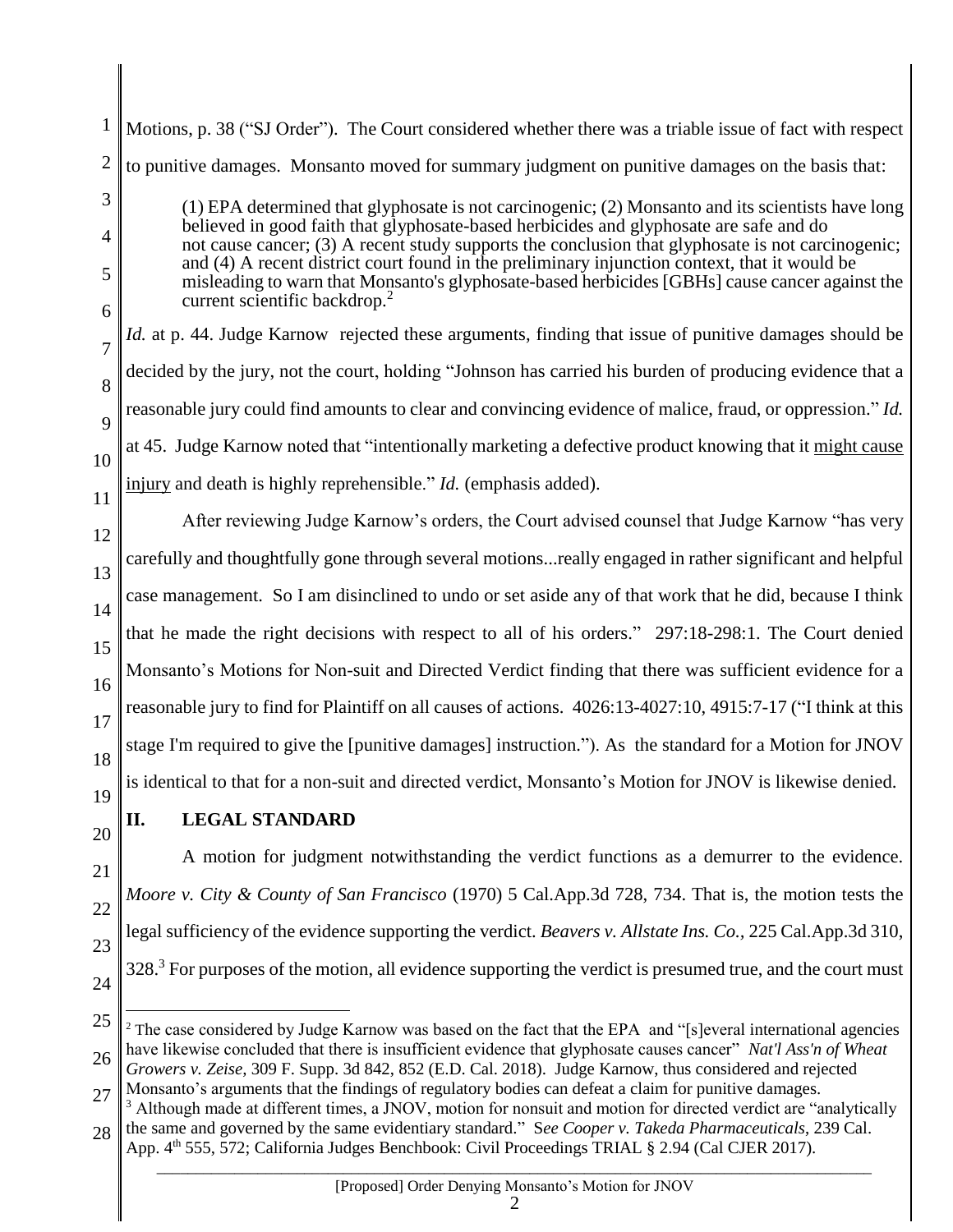Motions, p. 38 ("SJ Order"). The Court considered whether there was a triable issue of fact with respect to punitive damages. Monsanto moved for summary judgment on punitive damages on the basis that:

> (1) EPA determined that glyphosate is not carcinogenic; (2) Monsanto and its scientists have long believed in good faith that glyphosate-based herbicides and glyphosate are safe and do not cause cancer; (3) A recent study supports the conclusion that glyphosate is not carcinogenic; and (4) A recent district court found in the preliminary injunction context, that it would be misleading to warn that Monsanto's glyphosate-based herbicides [GBHs] cause cancer against the current scientific backdrop.[2]

*Id.* at p. 44. Judge Karnow rejected these arguments, finding that issue of punitive damages should be decided by the jury, not the court, holding "Johnson has carried his burden of producing evidence that a reasonable jury could find amounts to clear and convincing evidence of malice, fraud, or oppression." *Id.* at 45. Judge Karnow noted that "intentionally marketing a defective product knowing that it <u>might cause injury</u> and death is highly reprehensible." *Id.* (emphasis added).

After reviewing Judge Karnow's orders, the Court advised counsel that Judge Karnow "has very carefully and thoughtfully gone through several motions...really engaged in rather significant and helpful case management. So I am disinclined to undo or set aside any of that work that he did, because I think that he made the right decisions with respect to all of his orders." 297:18-298:1. The Court denied Monsanto's Motions for Non-suit and Directed Verdict finding that there was sufficient evidence for a reasonable jury to find for Plaintiff on all causes of actions. 4026:13-4027:10, 4915:7-17 ("I think at this stage I'm required to give the [punitive damages] instruction."). As the standard for a Motion for JNOV is identical to that for a non-suit and directed verdict, Monsanto's Motion for JNOV is likewise denied.

## II. LEGAL STANDARD

A motion for judgment notwithstanding the verdict functions as a demurrer to the evidence. *Moore v. City & County of San Francisco* (1970) 5 Cal.App.3d 728, 734. That is, the motion tests the legal sufficiency of the evidence supporting the verdict. *Beavers v. Allstate Ins. Co.,* 225 Cal.App.3d 310, 328.[3] For purposes of the motion, all evidence supporting the verdict is presumed true, and the court must

---

[2] The case considered by Judge Karnow was based on the fact that the EPA and "[s]everal international agencies have likewise concluded that there is insufficient evidence that glyphosate causes cancer" *Nat'l Ass'n of Wheat Growers v. Zeise,* 309 F. Supp. 3d 842, 852 (E.D. Cal. 2018). Judge Karnow, thus considered and rejected Monsanto's arguments that the findings of regulatory bodies can defeat a claim for punitive damages.

[3] Although made at different times, a JNOV, motion for nonsuit and motion for directed verdict are "analytically the same and governed by the same evidentiary standard." S*ee Cooper v. Takeda Pharmaceuticals*, 239 Cal. App. 4th 555, 572; California Judges Benchbook: Civil Proceedings TRIAL § 2.94 (Cal CJER 2017).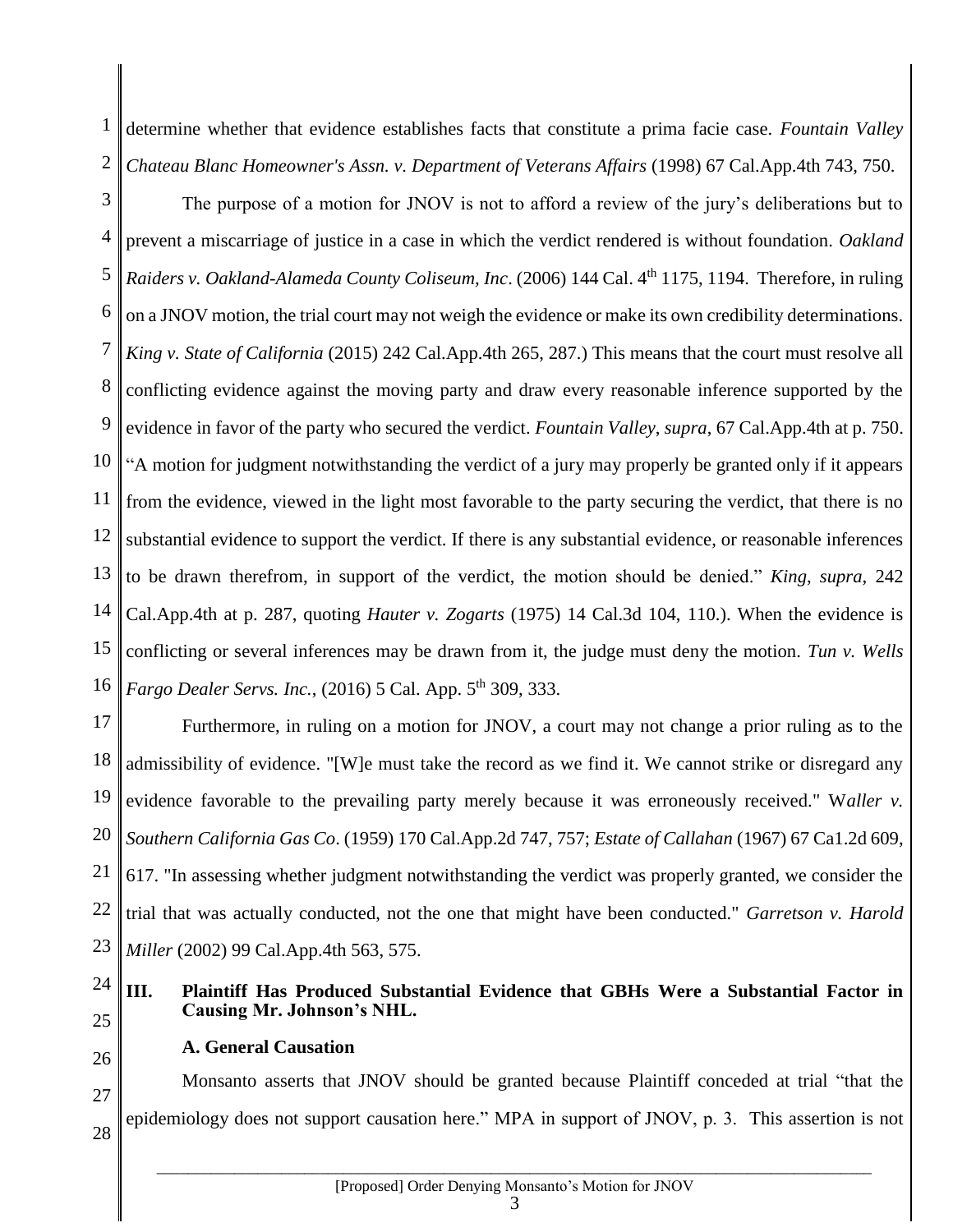determine whether that evidence establishes facts that constitute a prima facie case. *Fountain Valley Chateau Blanc Homeowner's Assn. v. Department of Veterans Affairs* (1998) 67 Cal.App.4th 743, 750.

The purpose of a motion for JNOV is not to afford a review of the jury's deliberations but to prevent a miscarriage of justice in a case in which the verdict rendered is without foundation. *Oakland Raiders v. Oakland-Alameda County Coliseum, Inc*. (2006) 144 Cal. 4th 1175, 1194. Therefore, in ruling on a JNOV motion, the trial court may not weigh the evidence or make its own credibility determinations. *King v. State of California* (2015) 242 Cal.App.4th 265, 287.) This means that the court must resolve all conflicting evidence against the moving party and draw every reasonable inference supported by the evidence in favor of the party who secured the verdict. *Fountain Valley*, *supra*, 67 Cal.App.4th at p. 750. "A motion for judgment notwithstanding the verdict of a jury may properly be granted only if it appears from the evidence, viewed in the light most favorable to the party securing the verdict, that there is no substantial evidence to support the verdict. If there is any substantial evidence, or reasonable inferences to be drawn therefrom, in support of the verdict, the motion should be denied." *King*, *supra*, 242 Cal.App.4th at p. 287, quoting *Hauter v. Zogarts* (1975) 14 Cal.3d 104, 110.). When the evidence is conflicting or several inferences may be drawn from it, the judge must deny the motion. *Tun v. Wells Fargo Dealer Servs. Inc.*, (2016) 5 Cal. App. 5th 309, 333.

Furthermore, in ruling on a motion for JNOV, a court may not change a prior ruling as to the admissibility of evidence. "[W]e must take the record as we find it. We cannot strike or disregard any evidence favorable to the prevailing party merely because it was erroneously received." W*aller v. Southern California Gas Co*. (1959) 170 Cal.App.2d 747, 757; *Estate of Callahan* (1967) 67 Ca1.2d 609, 617. "In assessing whether judgment notwithstanding the verdict was properly granted, we consider the trial that was actually conducted, not the one that might have been conducted." *Garretson v. Harold Miller* (2002) 99 Cal.App.4th 563, 575.

## III. Plaintiff Has Produced Substantial Evidence that GBHs Were a Substantial Factor in Causing Mr. Johnson's NHL.

### A. General Causation

Monsanto asserts that JNOV should be granted because Plaintiff conceded at trial "that the epidemiology does not support causation here." MPA in support of JNOV, p. 3. This assertion is not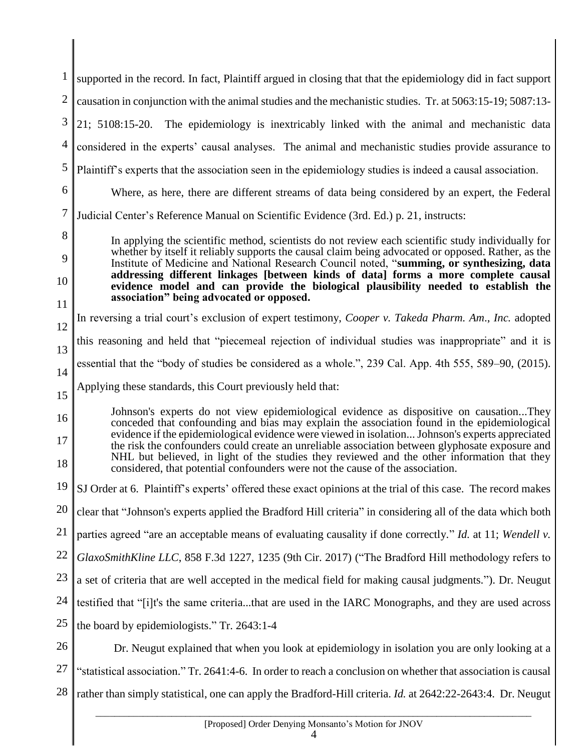supported in the record. In fact, Plaintiff argued in closing that that the epidemiology did in fact support causation in conjunction with the animal studies and the mechanistic studies. Tr. at 5063:15-19; 5087:13-21; 5108:15-20. The epidemiology is inextricably linked with the animal and mechanistic data considered in the experts' causal analyses. The animal and mechanistic studies provide assurance to Plaintiff's experts that the association seen in the epidemiology studies is indeed a causal association.

Where, as here, there are different streams of data being considered by an expert, the Federal Judicial Center's Reference Manual on Scientific Evidence (3rd. Ed.) p. 21, instructs:

> In applying the scientific method, scientists do not review each scientific study individually for whether by itself it reliably supports the causal claim being advocated or opposed. Rather, as the Institute of Medicine and National Research Council noted, "**summing, or synthesizing, data addressing different linkages [between kinds of data] forms a more complete causal evidence model and can provide the biological plausibility needed to establish the association" being advocated or opposed.**

In reversing a trial court's exclusion of expert testimony, *Cooper v. Takeda Pharm. Am., Inc.* adopted this reasoning and held that "piecemeal rejection of individual studies was inappropriate" and it is essential that the "body of studies be considered as a whole.", 239 Cal. App. 4th 555, 589–90, (2015). Applying these standards, this Court previously held that:

> Johnson's experts do not view epidemiological evidence as dispositive on causation...They conceded that confounding and bias may explain the association found in the epidemiological evidence if the epidemiological evidence were viewed in isolation... Johnson's experts appreciated the risk the confounders could create an unreliable association between glyphosate exposure and NHL but believed, in light of the studies they reviewed and the other information that they considered, that potential confounders were not the cause of the association.

SJ Order at 6. Plaintiff's experts' offered these exact opinions at the trial of this case. The record makes clear that "Johnson's experts applied the Bradford Hill criteria" in considering all of the data which both parties agreed "are an acceptable means of evaluating causality if done correctly." *Id.* at 11; *Wendell v. GlaxoSmithKline LLC*, 858 F.3d 1227, 1235 (9th Cir. 2017) ("The Bradford Hill methodology refers to a set of criteria that are well accepted in the medical field for making causal judgments."). Dr. Neugut testified that "[i]t's the same criteria...that are used in the IARC Monographs, and they are used across the board by epidemiologists." Tr. 2643:1-4

Dr. Neugut explained that when you look at epidemiology in isolation you are only looking at a "statistical association." Tr. 2641:4-6. In order to reach a conclusion on whether that association is causal rather than simply statistical, one can apply the Bradford-Hill criteria. *Id.* at 2642:22-2643:4. Dr. Neugut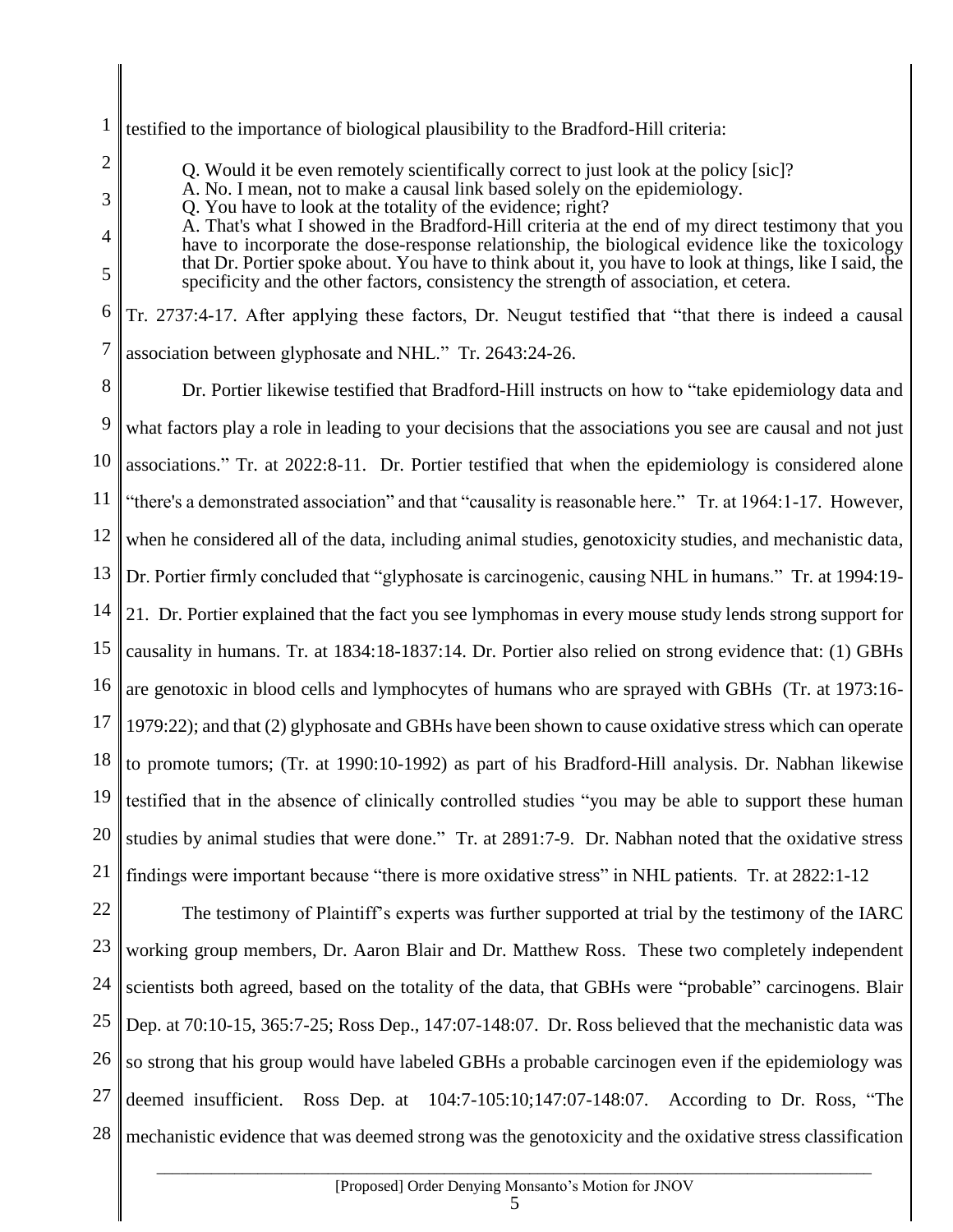testified to the importance of biological plausibility to the Bradford-Hill criteria:

> Q. Would it be even remotely scientifically correct to just look at the policy [sic]?
> A. No. I mean, not to make a causal link based solely on the epidemiology.
> Q. You have to look at the totality of the evidence; right?
> A. That's what I showed in the Bradford-Hill criteria at the end of my direct testimony that you have to incorporate the dose-response relationship, the biological evidence like the toxicology that Dr. Portier spoke about. You have to think about it, you have to look at things, like I said, the specificity and the other factors, consistency the strength of association, et cetera.

Tr. 2737:4-17. After applying these factors, Dr. Neugut testified that "that there is indeed a causal association between glyphosate and NHL." Tr. 2643:24-26.

Dr. Portier likewise testified that Bradford-Hill instructs on how to "take epidemiology data and what factors play a role in leading to your decisions that the associations you see are causal and not just associations." Tr. at 2022:8-11. Dr. Portier testified that when the epidemiology is considered alone "there's a demonstrated association" and that "causality is reasonable here." Tr. at 1964:1-17. However, when he considered all of the data, including animal studies, genotoxicity studies, and mechanistic data, Dr. Portier firmly concluded that "glyphosate is carcinogenic, causing NHL in humans." Tr. at 1994:19-21. Dr. Portier explained that the fact you see lymphomas in every mouse study lends strong support for causality in humans. Tr. at 1834:18-1837:14. Dr. Portier also relied on strong evidence that: (1) GBHs are genotoxic in blood cells and lymphocytes of humans who are sprayed with GBHs (Tr. at 1973:16-1979:22); and that (2) glyphosate and GBHs have been shown to cause oxidative stress which can operate to promote tumors; (Tr. at 1990:10-1992) as part of his Bradford-Hill analysis. Dr. Nabhan likewise testified that in the absence of clinically controlled studies "you may be able to support these human studies by animal studies that were done." Tr. at 2891:7-9. Dr. Nabhan noted that the oxidative stress findings were important because "there is more oxidative stress" in NHL patients. Tr. at 2822:1-12

The testimony of Plaintiff's experts was further supported at trial by the testimony of the IARC working group members, Dr. Aaron Blair and Dr. Matthew Ross. These two completely independent scientists both agreed, based on the totality of the data, that GBHs were "probable" carcinogens. Blair Dep. at 70:10-15, 365:7-25; Ross Dep., 147:07-148:07. Dr. Ross believed that the mechanistic data was so strong that his group would have labeled GBHs a probable carcinogen even if the epidemiology was deemed insufficient. Ross Dep. at 104:7-105:10;147:07-148:07. According to Dr. Ross, "The mechanistic evidence that was deemed strong was the genotoxicity and the oxidative stress classification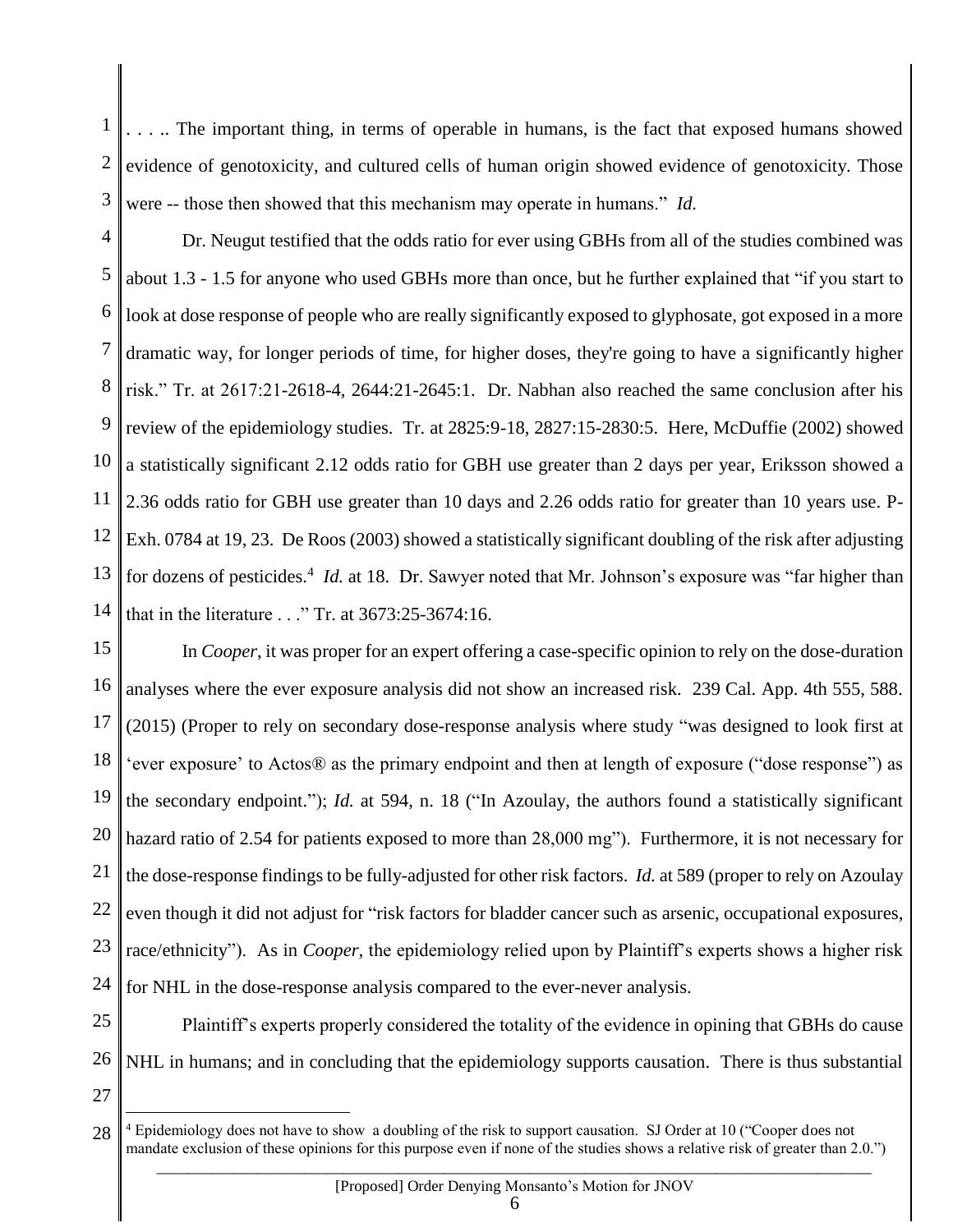. . . .. The important thing, in terms of operable in humans, is the fact that exposed humans showed evidence of genotoxicity, and cultured cells of human origin showed evidence of genotoxicity. Those were -- those then showed that this mechanism may operate in humans." *Id.*

Dr. Neugut testified that the odds ratio for ever using GBHs from all of the studies combined was about 1.3 - 1.5 for anyone who used GBHs more than once, but he further explained that "if you start to look at dose response of people who are really significantly exposed to glyphosate, got exposed in a more dramatic way, for longer periods of time, for higher doses, they're going to have a significantly higher risk." Tr. at 2617:21-2618-4, 2644:21-2645:1. Dr. Nabhan also reached the same conclusion after his review of the epidemiology studies. Tr. at 2825:9-18, 2827:15-2830:5. Here, McDuffie (2002) showed a statistically significant 2.12 odds ratio for GBH use greater than 2 days per year, Eriksson showed a 2.36 odds ratio for GBH use greater than 10 days and 2.26 odds ratio for greater than 10 years use. P-Exh. 0784 at 19, 23. De Roos (2003) showed a statistically significant doubling of the risk after adjusting for dozens of pesticides.[4] *Id.* at 18. Dr. Sawyer noted that Mr. Johnson's exposure was "far higher than that in the literature . . ." Tr. at 3673:25-3674:16.

In *Cooper*, it was proper for an expert offering a case-specific opinion to rely on the dose-duration analyses where the ever exposure analysis did not show an increased risk. 239 Cal. App. 4th 555, 588. (2015) (Proper to rely on secondary dose-response analysis where study "was designed to look first at 'ever exposure' to Actos® as the primary endpoint and then at length of exposure ("dose response") as the secondary endpoint."); *Id.* at 594, n. 18 ("In Azoulay, the authors found a statistically significant hazard ratio of 2.54 for patients exposed to more than 28,000 mg"). Furthermore, it is not necessary for the dose-response findings to be fully-adjusted for other risk factors. *Id.* at 589 (proper to rely on Azoulay even though it did not adjust for "risk factors for bladder cancer such as arsenic, occupational exposures, race/ethnicity"). As in *Cooper,* the epidemiology relied upon by Plaintiff's experts shows a higher risk for NHL in the dose-response analysis compared to the ever-never analysis.

Plaintiff's experts properly considered the totality of the evidence in opining that GBHs do cause NHL in humans; and in concluding that the epidemiology supports causation. There is thus substantial

---

[4] Epidemiology does not have to show a doubling of the risk to support causation. SJ Order at 10 ("Cooper does not mandate exclusion of these opinions for this purpose even if none of the studies shows a relative risk of greater than 2.0.")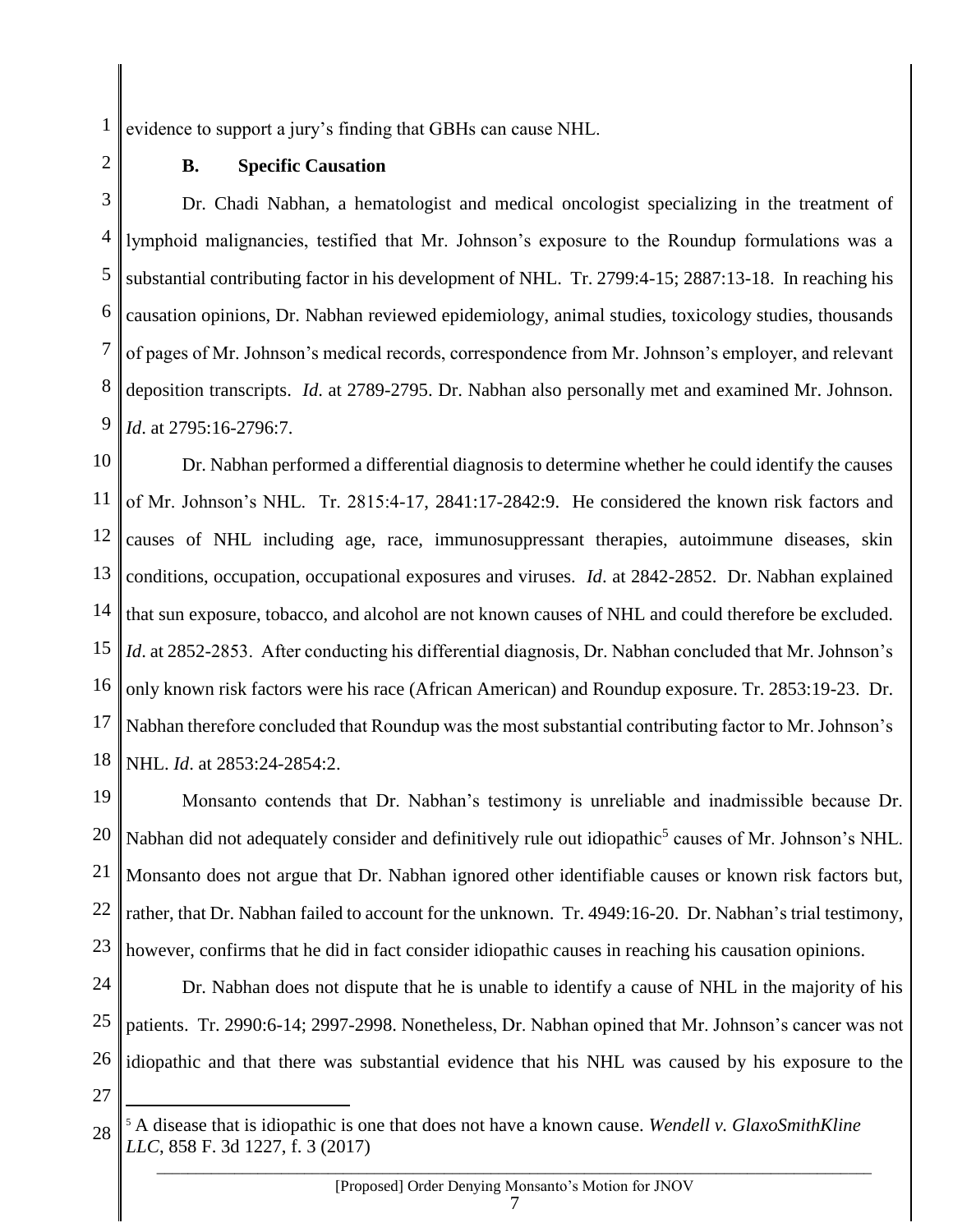evidence to support a jury's finding that GBHs can cause NHL.

### B. Specific Causation

Dr. Chadi Nabhan, a hematologist and medical oncologist specializing in the treatment of lymphoid malignancies, testified that Mr. Johnson's exposure to the Roundup formulations was a substantial contributing factor in his development of NHL. Tr. 2799:4-15; 2887:13-18. In reaching his causation opinions, Dr. Nabhan reviewed epidemiology, animal studies, toxicology studies, thousands of pages of Mr. Johnson's medical records, correspondence from Mr. Johnson's employer, and relevant deposition transcripts. *Id*. at 2789-2795. Dr. Nabhan also personally met and examined Mr. Johnson. *Id*. at 2795:16-2796:7.

Dr. Nabhan performed a differential diagnosis to determine whether he could identify the causes of Mr. Johnson's NHL. Tr. 2815:4-17, 2841:17-2842:9. He considered the known risk factors and causes of NHL including age, race, immunosuppressant therapies, autoimmune diseases, skin conditions, occupation, occupational exposures and viruses. *Id*. at 2842-2852. Dr. Nabhan explained that sun exposure, tobacco, and alcohol are not known causes of NHL and could therefore be excluded. *Id*. at 2852-2853. After conducting his differential diagnosis, Dr. Nabhan concluded that Mr. Johnson's only known risk factors were his race (African American) and Roundup exposure. Tr. 2853:19-23. Dr. Nabhan therefore concluded that Roundup was the most substantial contributing factor to Mr. Johnson's NHL. *Id*. at 2853:24-2854:2.

Monsanto contends that Dr. Nabhan's testimony is unreliable and inadmissible because Dr. Nabhan did not adequately consider and definitively rule out idiopathic[5] causes of Mr. Johnson's NHL. Monsanto does not argue that Dr. Nabhan ignored other identifiable causes or known risk factors but, rather, that Dr. Nabhan failed to account for the unknown. Tr. 4949:16-20. Dr. Nabhan's trial testimony, however, confirms that he did in fact consider idiopathic causes in reaching his causation opinions.

Dr. Nabhan does not dispute that he is unable to identify a cause of NHL in the majority of his patients. Tr. 2990:6-14; 2997-2998. Nonetheless, Dr. Nabhan opined that Mr. Johnson's cancer was not idiopathic and that there was substantial evidence that his NHL was caused by his exposure to the

---

[5] A disease that is idiopathic is one that does not have a known cause. *Wendell v. GlaxoSmithKline LLC*, 858 F. 3d 1227, f. 3 (2017)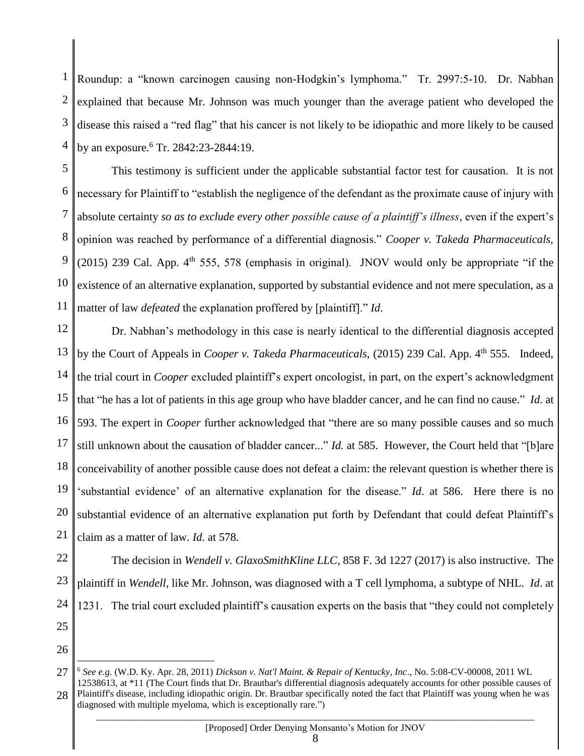Roundup: a "known carcinogen causing non-Hodgkin's lymphoma." Tr. 2997:5-10. Dr. Nabhan explained that because Mr. Johnson was much younger than the average patient who developed the disease this raised a "red flag" that his cancer is not likely to be idiopathic and more likely to be caused by an exposure.[6] Tr. 2842:23-2844:19.

This testimony is sufficient under the applicable substantial factor test for causation. It is not necessary for Plaintiff to "establish the negligence of the defendant as the proximate cause of injury with absolute certainty *so as to exclude every other possible cause of a plaintiff's illness*, even if the expert's opinion was reached by performance of a differential diagnosis." *Cooper v. Takeda Pharmaceuticals,* (2015) 239 Cal. App. 4th 555, 578 (emphasis in original). JNOV would only be appropriate "if the existence of an alternative explanation, supported by substantial evidence and not mere speculation, as a matter of law *defeated* the explanation proffered by [plaintiff]." *Id*.

Dr. Nabhan's methodology in this case is nearly identical to the differential diagnosis accepted by the Court of Appeals in *Cooper v. Takeda Pharmaceuticals,* (2015) 239 Cal. App. 4th 555. Indeed, the trial court in *Cooper* excluded plaintiff's expert oncologist, in part, on the expert's acknowledgment that "he has a lot of patients in this age group who have bladder cancer, and he can find no cause." *Id*. at 593. The expert in *Cooper* further acknowledged that "there are so many possible causes and so much still unknown about the causation of bladder cancer..." *Id.* at 585. However, the Court held that "[b]are conceivability of another possible cause does not defeat a claim: the relevant question is whether there is 'substantial evidence' of an alternative explanation for the disease." *Id*. at 586. Here there is no substantial evidence of an alternative explanation put forth by Defendant that could defeat Plaintiff's claim as a matter of law. *Id.* at 578.

The decision in *Wendell v. GlaxoSmithKline LLC,* 858 F. 3d 1227 (2017) is also instructive. The plaintiff in *Wendell*, like Mr. Johnson, was diagnosed with a T cell lymphoma, a subtype of NHL. *Id*. at 1231. The trial court excluded plaintiff's causation experts on the basis that "they could not completely

---

[6] *See e.g.* (W.D. Ky. Apr. 28, 2011) *Dickson v. Nat'l Maint. & Repair of Kentucky, Inc*., No. 5:08-CV-00008, 2011 WL 12538613, at *11 (The Court finds that Dr. Brautbar's differential diagnosis adequately accounts for other possible causes of Plaintiff's disease, including idiopathic origin. Dr. Brautbar specifically noted the fact that Plaintiff was young when he was diagnosed with multiple myeloma, which is exceptionally rare.")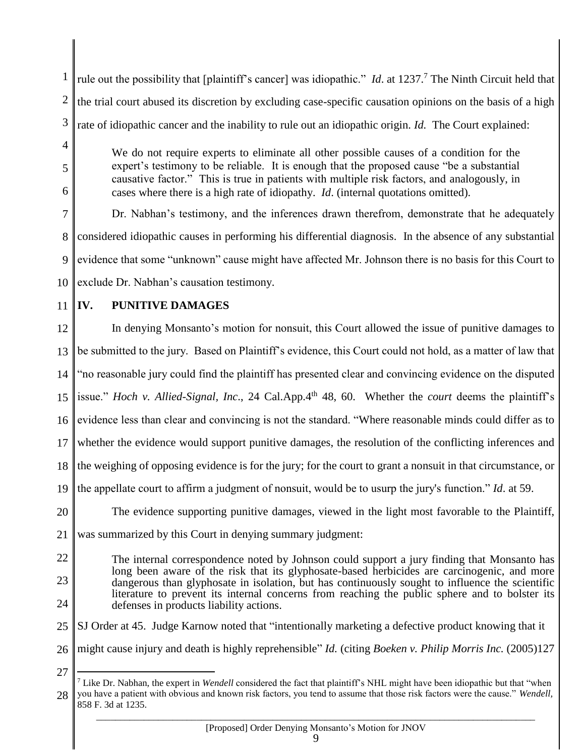rule out the possibility that [plaintiff's cancer] was idiopathic." *Id*. at 1237.[7] The Ninth Circuit held that the trial court abused its discretion by excluding case-specific causation opinions on the basis of a high rate of idiopathic cancer and the inability to rule out an idiopathic origin. *Id.* The Court explained:

> We do not require experts to eliminate all other possible causes of a condition for the expert's testimony to be reliable. It is enough that the proposed cause "be a substantial causative factor." This is true in patients with multiple risk factors, and analogously, in cases where there is a high rate of idiopathy. *Id*. (internal quotations omitted).

Dr. Nabhan's testimony, and the inferences drawn therefrom, demonstrate that he adequately considered idiopathic causes in performing his differential diagnosis. In the absence of any substantial evidence that some "unknown" cause might have affected Mr. Johnson there is no basis for this Court to exclude Dr. Nabhan's causation testimony.

## IV. PUNITIVE DAMAGES

In denying Monsanto's motion for nonsuit, this Court allowed the issue of punitive damages to be submitted to the jury. Based on Plaintiff's evidence, this Court could not hold, as a matter of law that "no reasonable jury could find the plaintiff has presented clear and convincing evidence on the disputed issue." *Hoch v. Allied-Signal, Inc*., 24 Cal.App.4th 48, 60. Whether the *court* deems the plaintiff's evidence less than clear and convincing is not the standard. "Where reasonable minds could differ as to whether the evidence would support punitive damages, the resolution of the conflicting inferences and the weighing of opposing evidence is for the jury; for the court to grant a nonsuit in that circumstance, or the appellate court to affirm a judgment of nonsuit, would be to usurp the jury's function." *Id*. at 59.

The evidence supporting punitive damages, viewed in the light most favorable to the Plaintiff, was summarized by this Court in denying summary judgment:

> The internal correspondence noted by Johnson could support a jury finding that Monsanto has long been aware of the risk that its glyphosate-based herbicides are carcinogenic, and more dangerous than glyphosate in isolation, but has continuously sought to influence the scientific literature to prevent its internal concerns from reaching the public sphere and to bolster its defenses in products liability actions.

SJ Order at 45. Judge Karnow noted that "intentionally marketing a defective product knowing that it might cause injury and death is highly reprehensible" *Id.* (citing *Boeken v. Philip Morris Inc.* (2005)127

---

[7] Like Dr. Nabhan, the expert in *Wendell* considered the fact that plaintiff's NHL might have been idiopathic but that "when you have a patient with obvious and known risk factors, you tend to assume that those risk factors were the cause." *Wendell,* 858 F. 3d at 1235.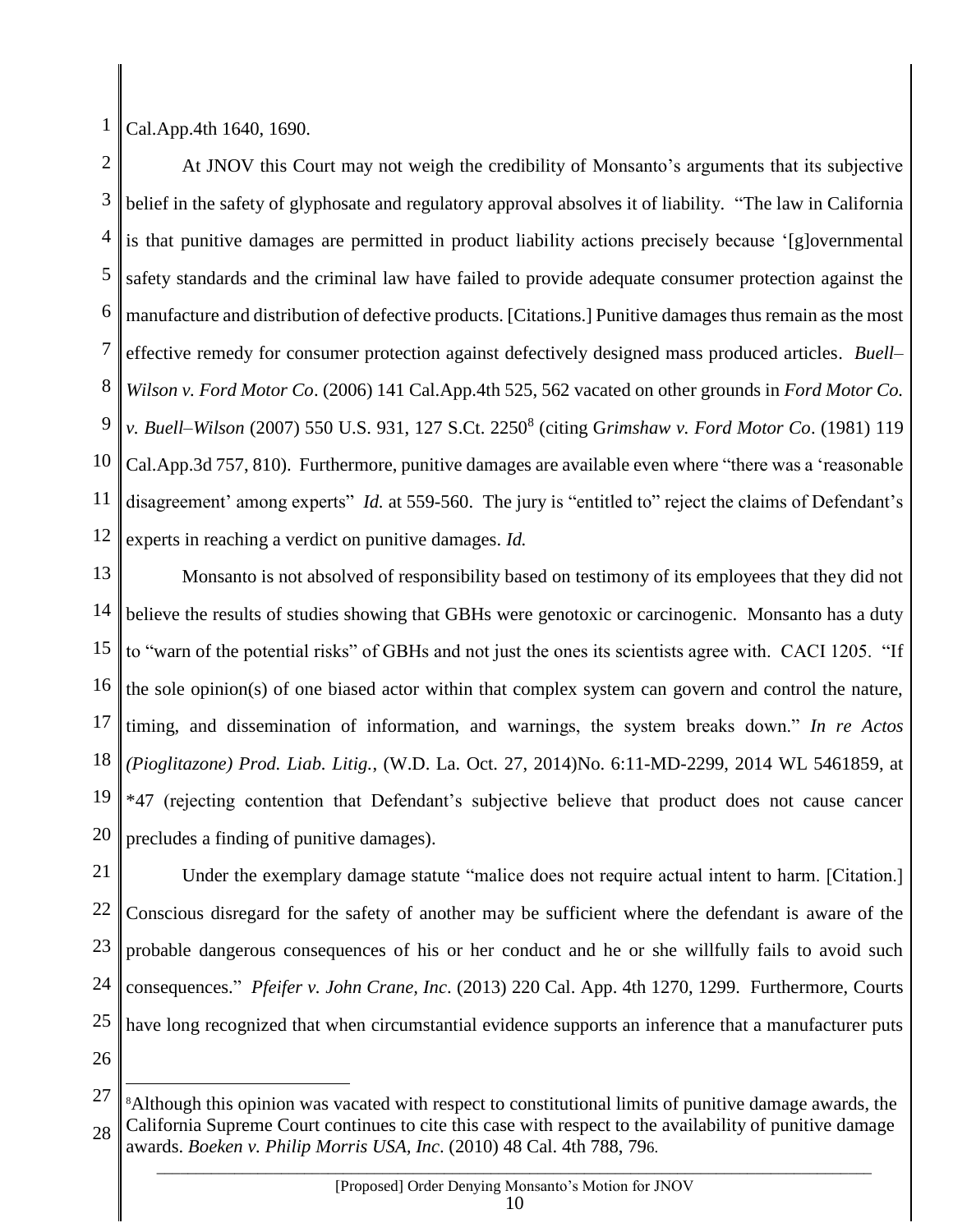Cal.App.4th 1640, 1690.

At JNOV this Court may not weigh the credibility of Monsanto's arguments that its subjective belief in the safety of glyphosate and regulatory approval absolves it of liability. "The law in California is that punitive damages are permitted in product liability actions precisely because '[g]overnmental safety standards and the criminal law have failed to provide adequate consumer protection against the manufacture and distribution of defective products. [Citations.] Punitive damages thus remain as the most effective remedy for consumer protection against defectively designed mass produced articles. *Buell–Wilson v. Ford Motor Co*. (2006) 141 Cal.App.4th 525, 562 vacated on other grounds in *Ford Motor Co. v. Buell–Wilson* (2007) 550 U.S. 931, 127 S.Ct. 2250[8] (citing G*rimshaw v. Ford Motor Co*. (1981) 119 Cal.App.3d 757, 810). Furthermore, punitive damages are available even where "there was a 'reasonable disagreement' among experts" *Id.* at 559-560. The jury is "entitled to" reject the claims of Defendant's experts in reaching a verdict on punitive damages. *Id.*

Monsanto is not absolved of responsibility based on testimony of its employees that they did not believe the results of studies showing that GBHs were genotoxic or carcinogenic. Monsanto has a duty to "warn of the potential risks" of GBHs and not just the ones its scientists agree with. CACI 1205. "If the sole opinion(s) of one biased actor within that complex system can govern and control the nature, timing, and dissemination of information, and warnings, the system breaks down." *In re Actos (Pioglitazone) Prod. Liab. Litig.*, (W.D. La. Oct. 27, 2014)No. 6:11-MD-2299, 2014 WL 5461859, at *47 (rejecting contention that Defendant's subjective believe that product does not cause cancer precludes a finding of punitive damages).

Under the exemplary damage statute "malice does not require actual intent to harm. [Citation.] Conscious disregard for the safety of another may be sufficient where the defendant is aware of the probable dangerous consequences of his or her conduct and he or she willfully fails to avoid such consequences." *Pfeifer v. John Crane, Inc*. (2013) 220 Cal. App. 4th 1270, 1299. Furthermore, Courts have long recognized that when circumstantial evidence supports an inference that a manufacturer puts

---

[8]Although this opinion was vacated with respect to constitutional limits of punitive damage awards, the California Supreme Court continues to cite this case with respect to the availability of punitive damage awards. *Boeken v. Philip Morris USA, Inc*. (2010) 48 Cal. 4th 788, 796.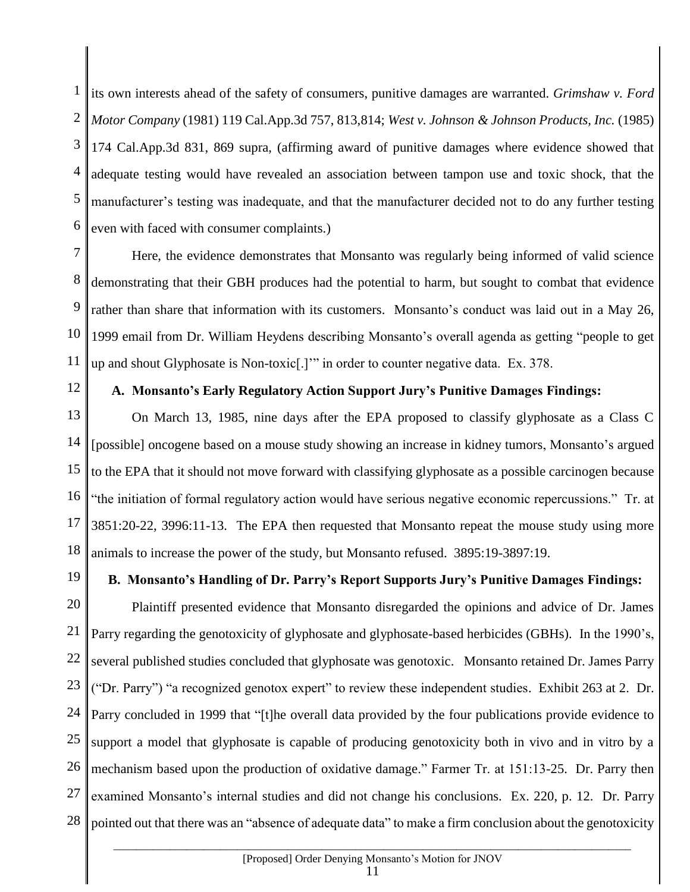its own interests ahead of the safety of consumers, punitive damages are warranted. *Grimshaw v. Ford Motor Company* (1981) 119 Cal.App.3d 757, 813,814; *West v. Johnson & Johnson Products, Inc.* (1985) 174 Cal.App.3d 831, 869 supra, (affirming award of punitive damages where evidence showed that adequate testing would have revealed an association between tampon use and toxic shock, that the manufacturer's testing was inadequate, and that the manufacturer decided not to do any further testing even with faced with consumer complaints.)

Here, the evidence demonstrates that Monsanto was regularly being informed of valid science demonstrating that their GBH produces had the potential to harm, but sought to combat that evidence rather than share that information with its customers. Monsanto's conduct was laid out in a May 26, 1999 email from Dr. William Heydens describing Monsanto's overall agenda as getting "people to get up and shout Glyphosate is Non-toxic[.]'" in order to counter negative data. Ex. 378.

**A. Monsanto's Early Regulatory Action Support Jury's Punitive Damages Findings:**

On March 13, 1985, nine days after the EPA proposed to classify glyphosate as a Class C [possible] oncogene based on a mouse study showing an increase in kidney tumors, Monsanto's argued to the EPA that it should not move forward with classifying glyphosate as a possible carcinogen because "the initiation of formal regulatory action would have serious negative economic repercussions." Tr. at 3851:20-22, 3996:11-13. The EPA then requested that Monsanto repeat the mouse study using more animals to increase the power of the study, but Monsanto refused. 3895:19-3897:19.

**B. Monsanto's Handling of Dr. Parry's Report Supports Jury's Punitive Damages Findings:**

Plaintiff presented evidence that Monsanto disregarded the opinions and advice of Dr. James Parry regarding the genotoxicity of glyphosate and glyphosate-based herbicides (GBHs). In the 1990's, several published studies concluded that glyphosate was genotoxic. Monsanto retained Dr. James Parry ("Dr. Parry") "a recognized genotox expert" to review these independent studies. Exhibit 263 at 2. Dr. Parry concluded in 1999 that "[t]he overall data provided by the four publications provide evidence to support a model that glyphosate is capable of producing genotoxicity both in vivo and in vitro by a mechanism based upon the production of oxidative damage." Farmer Tr. at 151:13-25. Dr. Parry then examined Monsanto's internal studies and did not change his conclusions. Ex. 220, p. 12. Dr. Parry pointed out that there was an "absence of adequate data" to make a firm conclusion about the genotoxicity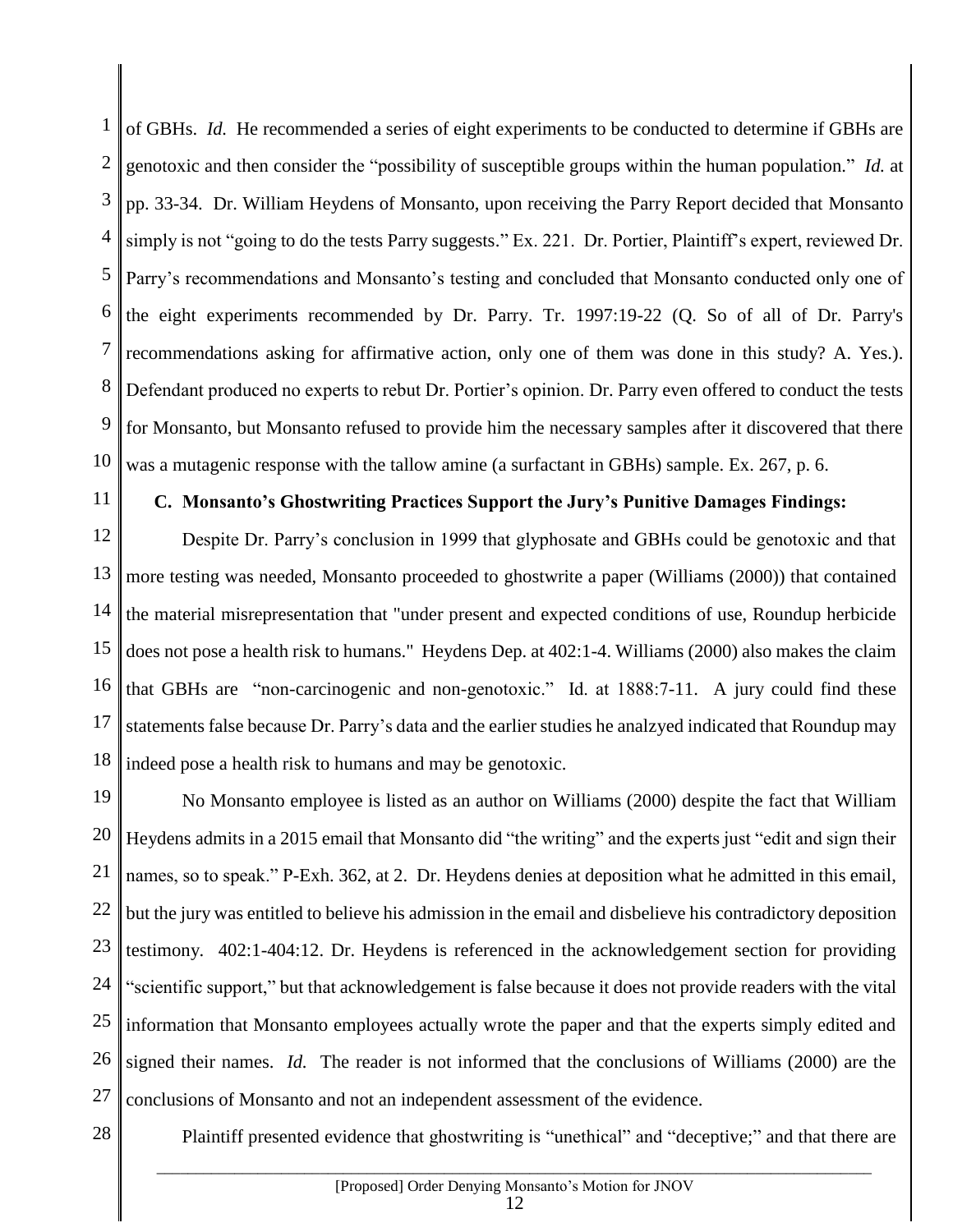of GBHs. *Id.* He recommended a series of eight experiments to be conducted to determine if GBHs are genotoxic and then consider the "possibility of susceptible groups within the human population." *Id.* at pp. 33-34. Dr. William Heydens of Monsanto, upon receiving the Parry Report decided that Monsanto simply is not "going to do the tests Parry suggests." Ex. 221. Dr. Portier, Plaintiff's expert, reviewed Dr. Parry's recommendations and Monsanto's testing and concluded that Monsanto conducted only one of the eight experiments recommended by Dr. Parry. Tr. 1997:19-22 (Q. So of all of Dr. Parry's recommendations asking for affirmative action, only one of them was done in this study? A. Yes.). Defendant produced no experts to rebut Dr. Portier's opinion. Dr. Parry even offered to conduct the tests for Monsanto, but Monsanto refused to provide him the necessary samples after it discovered that there was a mutagenic response with the tallow amine (a surfactant in GBHs) sample. Ex. 267, p. 6.

**C. Monsanto's Ghostwriting Practices Support the Jury's Punitive Damages Findings:**

Despite Dr. Parry's conclusion in 1999 that glyphosate and GBHs could be genotoxic and that more testing was needed, Monsanto proceeded to ghostwrite a paper (Williams (2000)) that contained the material misrepresentation that "under present and expected conditions of use, Roundup herbicide does not pose a health risk to humans." Heydens Dep. at 402:1-4. Williams (2000) also makes the claim that GBHs are "non-carcinogenic and non-genotoxic." Id. at 1888:7-11. A jury could find these statements false because Dr. Parry's data and the earlier studies he analzyed indicated that Roundup may indeed pose a health risk to humans and may be genotoxic.

No Monsanto employee is listed as an author on Williams (2000) despite the fact that William Heydens admits in a 2015 email that Monsanto did "the writing" and the experts just "edit and sign their names, so to speak." P-Exh. 362, at 2. Dr. Heydens denies at deposition what he admitted in this email, but the jury was entitled to believe his admission in the email and disbelieve his contradictory deposition testimony. 402:1-404:12. Dr. Heydens is referenced in the acknowledgement section for providing "scientific support," but that acknowledgement is false because it does not provide readers with the vital information that Monsanto employees actually wrote the paper and that the experts simply edited and signed their names. *Id.* The reader is not informed that the conclusions of Williams (2000) are the conclusions of Monsanto and not an independent assessment of the evidence.

Plaintiff presented evidence that ghostwriting is "unethical" and "deceptive;" and that there are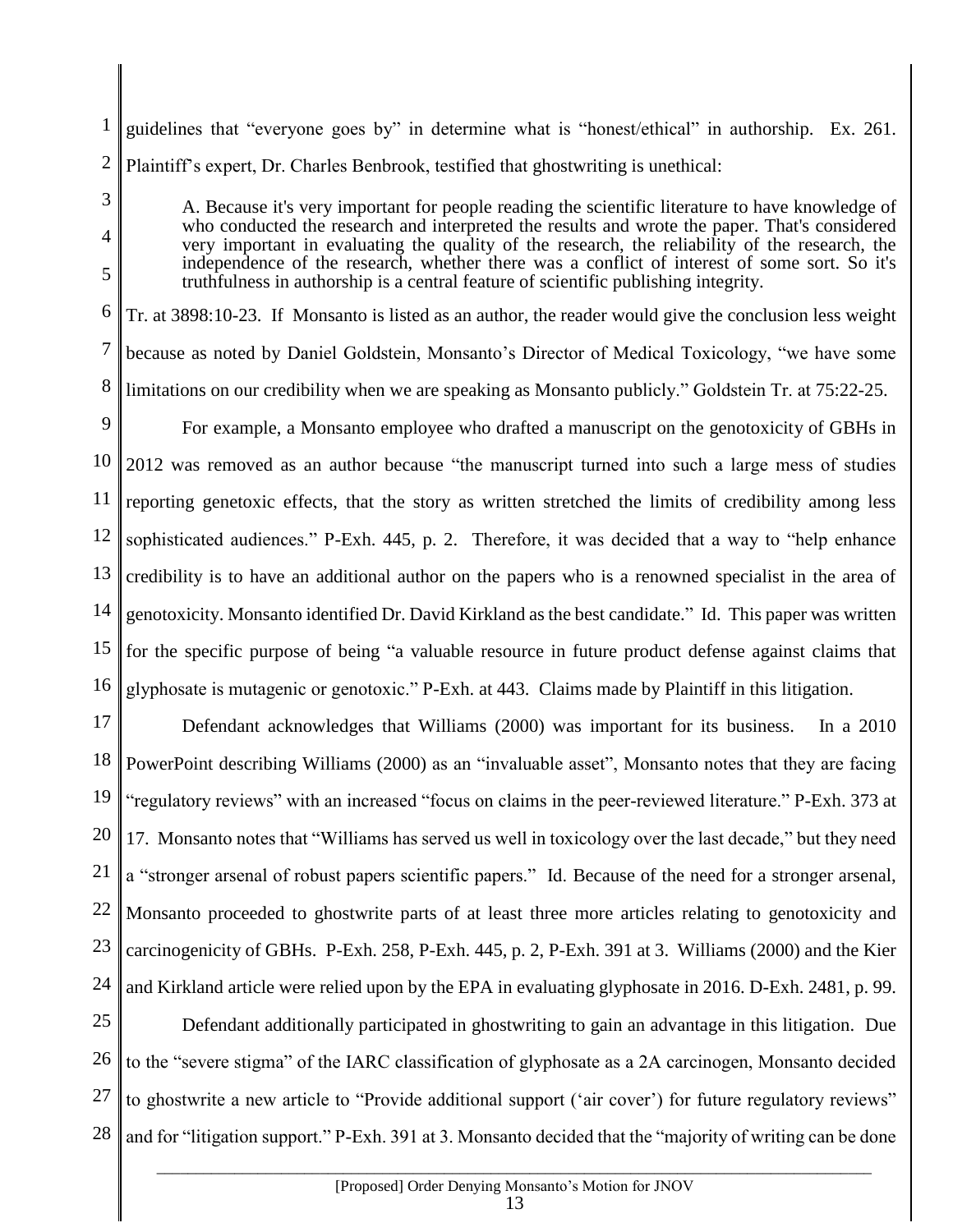guidelines that "everyone goes by" in determine what is "honest/ethical" in authorship. Ex. 261. Plaintiff's expert, Dr. Charles Benbrook, testified that ghostwriting is unethical:

> A. Because it's very important for people reading the scientific literature to have knowledge of who conducted the research and interpreted the results and wrote the paper. That's considered very important in evaluating the quality of the research, the reliability of the research, the independence of the research, whether there was a conflict of interest of some sort. So it's truthfulness in authorship is a central feature of scientific publishing integrity.

Tr. at 3898:10-23. If Monsanto is listed as an author, the reader would give the conclusion less weight because as noted by Daniel Goldstein, Monsanto's Director of Medical Toxicology, "we have some limitations on our credibility when we are speaking as Monsanto publicly." Goldstein Tr. at 75:22-25.

For example, a Monsanto employee who drafted a manuscript on the genotoxicity of GBHs in 2012 was removed as an author because "the manuscript turned into such a large mess of studies reporting genetoxic effects, that the story as written stretched the limits of credibility among less sophisticated audiences." P-Exh. 445, p. 2. Therefore, it was decided that a way to "help enhance credibility is to have an additional author on the papers who is a renowned specialist in the area of genotoxicity. Monsanto identified Dr. David Kirkland as the best candidate." Id. This paper was written for the specific purpose of being "a valuable resource in future product defense against claims that glyphosate is mutagenic or genotoxic." P-Exh. at 443. Claims made by Plaintiff in this litigation.

Defendant acknowledges that Williams (2000) was important for its business. In a 2010 PowerPoint describing Williams (2000) as an "invaluable asset", Monsanto notes that they are facing "regulatory reviews" with an increased "focus on claims in the peer-reviewed literature." P-Exh. 373 at 17. Monsanto notes that "Williams has served us well in toxicology over the last decade," but they need a "stronger arsenal of robust papers scientific papers." Id. Because of the need for a stronger arsenal, Monsanto proceeded to ghostwrite parts of at least three more articles relating to genotoxicity and carcinogenicity of GBHs. P-Exh. 258, P-Exh. 445, p. 2, P-Exh. 391 at 3. Williams (2000) and the Kier and Kirkland article were relied upon by the EPA in evaluating glyphosate in 2016. D-Exh. 2481, p. 99.

Defendant additionally participated in ghostwriting to gain an advantage in this litigation. Due to the "severe stigma" of the IARC classification of glyphosate as a 2A carcinogen, Monsanto decided to ghostwrite a new article to "Provide additional support ('air cover') for future regulatory reviews" and for "litigation support." P-Exh. 391 at 3. Monsanto decided that the "majority of writing can be done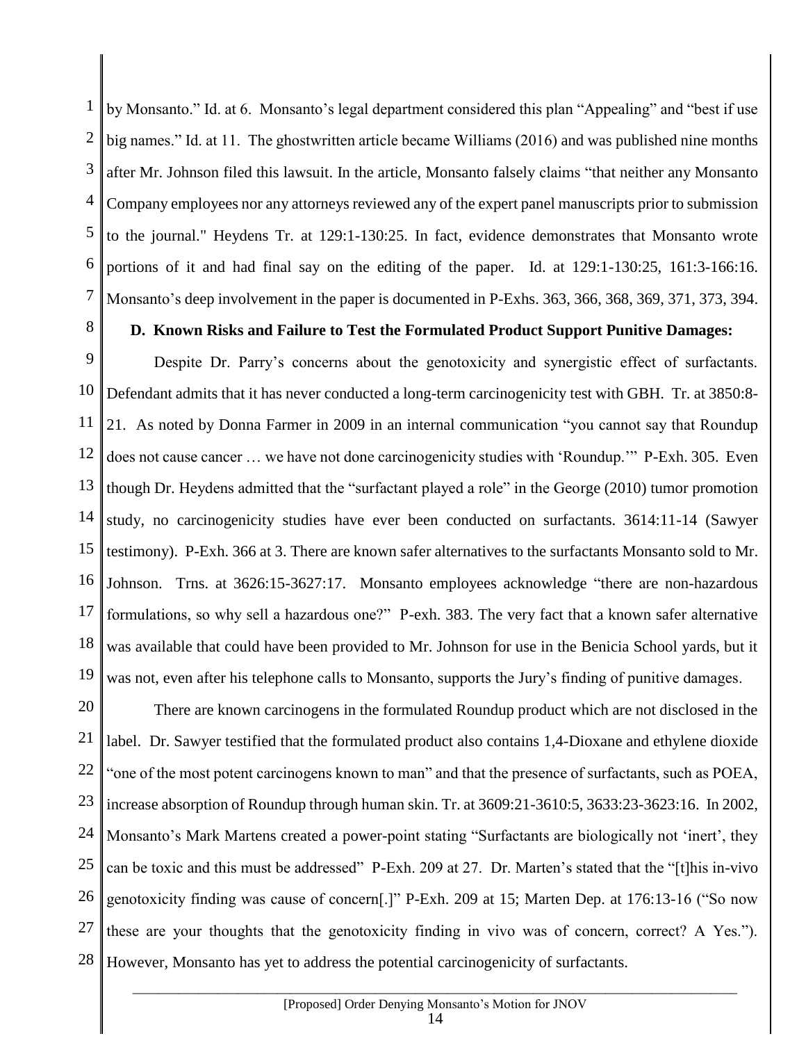by Monsanto." Id. at 6. Monsanto's legal department considered this plan "Appealing" and "best if use big names." Id. at 11. The ghostwritten article became Williams (2016) and was published nine months after Mr. Johnson filed this lawsuit. In the article, Monsanto falsely claims "that neither any Monsanto Company employees nor any attorneys reviewed any of the expert panel manuscripts prior to submission to the journal." Heydens Tr. at 129:1-130:25. In fact, evidence demonstrates that Monsanto wrote portions of it and had final say on the editing of the paper. Id. at 129:1-130:25, 161:3-166:16. Monsanto's deep involvement in the paper is documented in P-Exhs. 363, 366, 368, 369, 371, 373, 394.

**D. Known Risks and Failure to Test the Formulated Product Support Punitive Damages:**

Despite Dr. Parry's concerns about the genotoxicity and synergistic effect of surfactants. Defendant admits that it has never conducted a long-term carcinogenicity test with GBH. Tr. at 3850:8-21. As noted by Donna Farmer in 2009 in an internal communication "you cannot say that Roundup does not cause cancer … we have not done carcinogenicity studies with 'Roundup.'" P-Exh. 305. Even though Dr. Heydens admitted that the "surfactant played a role" in the George (2010) tumor promotion study, no carcinogenicity studies have ever been conducted on surfactants. 3614:11-14 (Sawyer testimony). P-Exh. 366 at 3. There are known safer alternatives to the surfactants Monsanto sold to Mr. Johnson. Trns. at 3626:15-3627:17. Monsanto employees acknowledge "there are non-hazardous formulations, so why sell a hazardous one?" P-exh. 383. The very fact that a known safer alternative was available that could have been provided to Mr. Johnson for use in the Benicia School yards, but it was not, even after his telephone calls to Monsanto, supports the Jury's finding of punitive damages.

There are known carcinogens in the formulated Roundup product which are not disclosed in the label. Dr. Sawyer testified that the formulated product also contains 1,4-Dioxane and ethylene dioxide "one of the most potent carcinogens known to man" and that the presence of surfactants, such as POEA, increase absorption of Roundup through human skin. Tr. at 3609:21-3610:5, 3633:23-3623:16. In 2002, Monsanto's Mark Martens created a power-point stating "Surfactants are biologically not 'inert', they can be toxic and this must be addressed" P-Exh. 209 at 27. Dr. Marten's stated that the "[t]his in-vivo genotoxicity finding was cause of concern[.]" P-Exh. 209 at 15; Marten Dep. at 176:13-16 ("So now these are your thoughts that the genotoxicity finding in vivo was of concern, correct? A Yes."). However, Monsanto has yet to address the potential carcinogenicity of surfactants.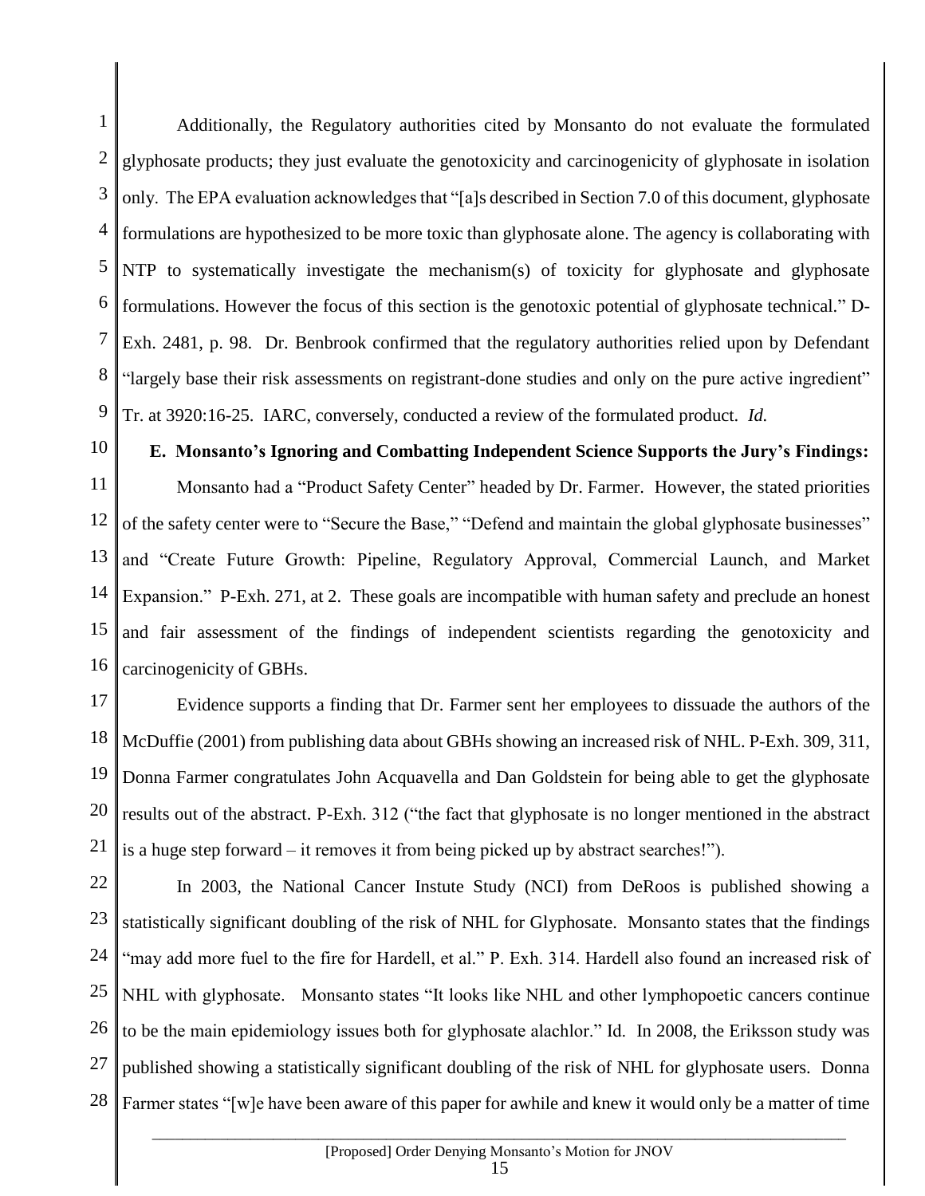Additionally, the Regulatory authorities cited by Monsanto do not evaluate the formulated glyphosate products; they just evaluate the genotoxicity and carcinogenicity of glyphosate in isolation only. The EPA evaluation acknowledges that "[a]s described in Section 7.0 of this document, glyphosate formulations are hypothesized to be more toxic than glyphosate alone. The agency is collaborating with NTP to systematically investigate the mechanism(s) of toxicity for glyphosate and glyphosate formulations. However the focus of this section is the genotoxic potential of glyphosate technical." D-Exh. 2481, p. 98. Dr. Benbrook confirmed that the regulatory authorities relied upon by Defendant "largely base their risk assessments on registrant-done studies and only on the pure active ingredient" Tr. at 3920:16-25. IARC, conversely, conducted a review of the formulated product. *Id.*

**E. Monsanto's Ignoring and Combatting Independent Science Supports the Jury's Findings:**

Monsanto had a "Product Safety Center" headed by Dr. Farmer. However, the stated priorities of the safety center were to "Secure the Base," "Defend and maintain the global glyphosate businesses" and "Create Future Growth: Pipeline, Regulatory Approval, Commercial Launch, and Market Expansion." P-Exh. 271, at 2. These goals are incompatible with human safety and preclude an honest and fair assessment of the findings of independent scientists regarding the genotoxicity and carcinogenicity of GBHs.

Evidence supports a finding that Dr. Farmer sent her employees to dissuade the authors of the McDuffie (2001) from publishing data about GBHs showing an increased risk of NHL. P-Exh. 309, 311, Donna Farmer congratulates John Acquavella and Dan Goldstein for being able to get the glyphosate results out of the abstract. P-Exh. 312 ("the fact that glyphosate is no longer mentioned in the abstract is a huge step forward – it removes it from being picked up by abstract searches!").

In 2003, the National Cancer Instute Study (NCI) from DeRoos is published showing a statistically significant doubling of the risk of NHL for Glyphosate. Monsanto states that the findings "may add more fuel to the fire for Hardell, et al." P. Exh. 314. Hardell also found an increased risk of NHL with glyphosate. Monsanto states "It looks like NHL and other lymphopoetic cancers continue to be the main epidemiology issues both for glyphosate alachlor." Id. In 2008, the Eriksson study was published showing a statistically significant doubling of the risk of NHL for glyphosate users. Donna Farmer states "[w]e have been aware of this paper for awhile and knew it would only be a matter of time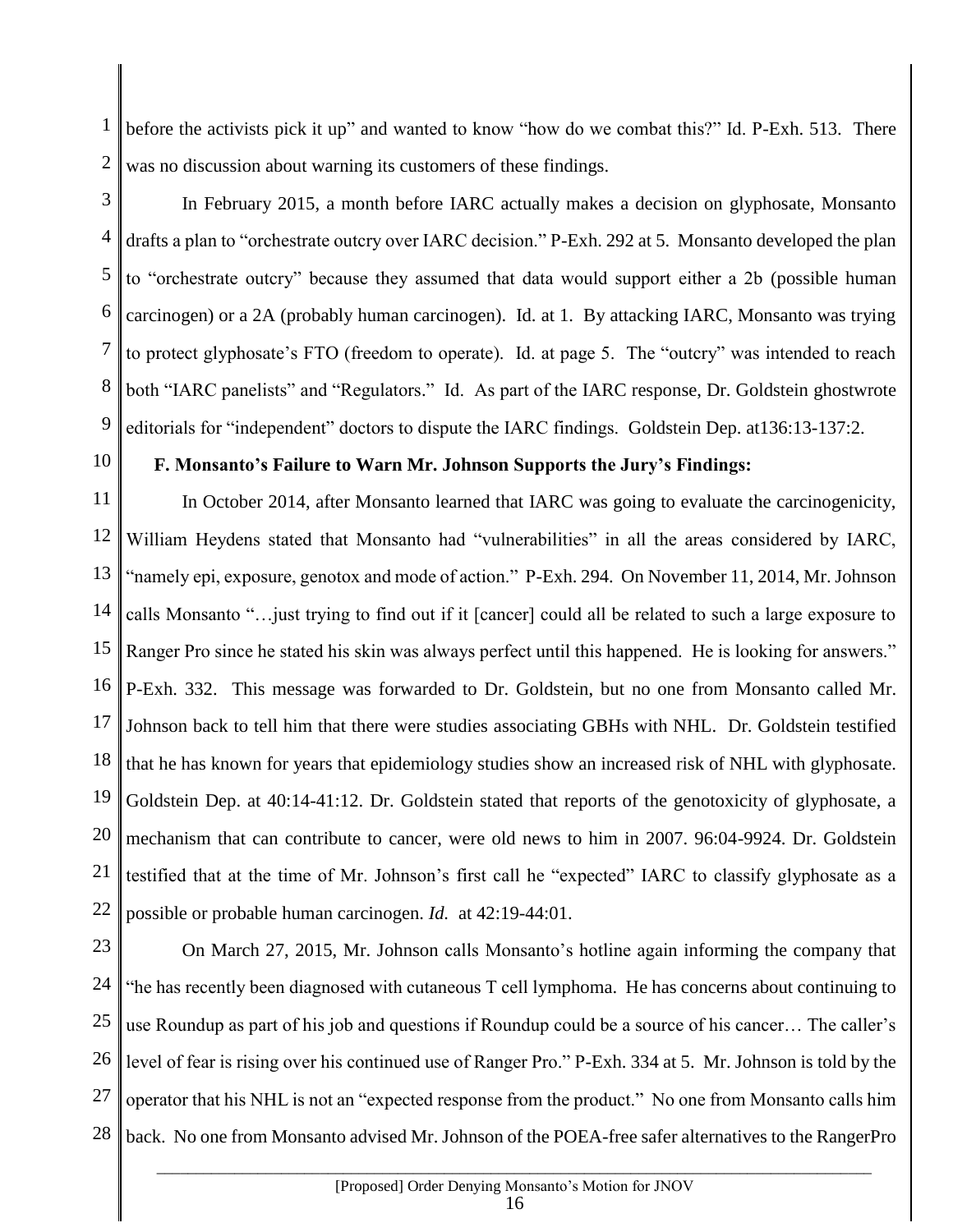before the activists pick it up" and wanted to know "how do we combat this?" Id. P-Exh. 513. There was no discussion about warning its customers of these findings.

In February 2015, a month before IARC actually makes a decision on glyphosate, Monsanto drafts a plan to "orchestrate outcry over IARC decision." P-Exh. 292 at 5. Monsanto developed the plan to "orchestrate outcry" because they assumed that data would support either a 2b (possible human carcinogen) or a 2A (probably human carcinogen). Id. at 1. By attacking IARC, Monsanto was trying to protect glyphosate's FTO (freedom to operate). Id. at page 5. The "outcry" was intended to reach both "IARC panelists" and "Regulators." Id. As part of the IARC response, Dr. Goldstein ghostwrote editorials for "independent" doctors to dispute the IARC findings. Goldstein Dep. at136:13-137:2.

**F. Monsanto's Failure to Warn Mr. Johnson Supports the Jury's Findings:**

In October 2014, after Monsanto learned that IARC was going to evaluate the carcinogenicity, William Heydens stated that Monsanto had "vulnerabilities" in all the areas considered by IARC, "namely epi, exposure, genotox and mode of action." P-Exh. 294. On November 11, 2014, Mr. Johnson calls Monsanto "…just trying to find out if it [cancer] could all be related to such a large exposure to Ranger Pro since he stated his skin was always perfect until this happened. He is looking for answers." P-Exh. 332. This message was forwarded to Dr. Goldstein, but no one from Monsanto called Mr. Johnson back to tell him that there were studies associating GBHs with NHL. Dr. Goldstein testified that he has known for years that epidemiology studies show an increased risk of NHL with glyphosate. Goldstein Dep. at 40:14-41:12. Dr. Goldstein stated that reports of the genotoxicity of glyphosate, a mechanism that can contribute to cancer, were old news to him in 2007. 96:04-9924. Dr. Goldstein testified that at the time of Mr. Johnson's first call he "expected" IARC to classify glyphosate as a possible or probable human carcinogen. *Id.* at 42:19-44:01.

On March 27, 2015, Mr. Johnson calls Monsanto's hotline again informing the company that "he has recently been diagnosed with cutaneous T cell lymphoma. He has concerns about continuing to use Roundup as part of his job and questions if Roundup could be a source of his cancer… The caller's level of fear is rising over his continued use of Ranger Pro." P-Exh. 334 at 5. Mr. Johnson is told by the operator that his NHL is not an "expected response from the product." No one from Monsanto calls him back. No one from Monsanto advised Mr. Johnson of the POEA-free safer alternatives to the RangerPro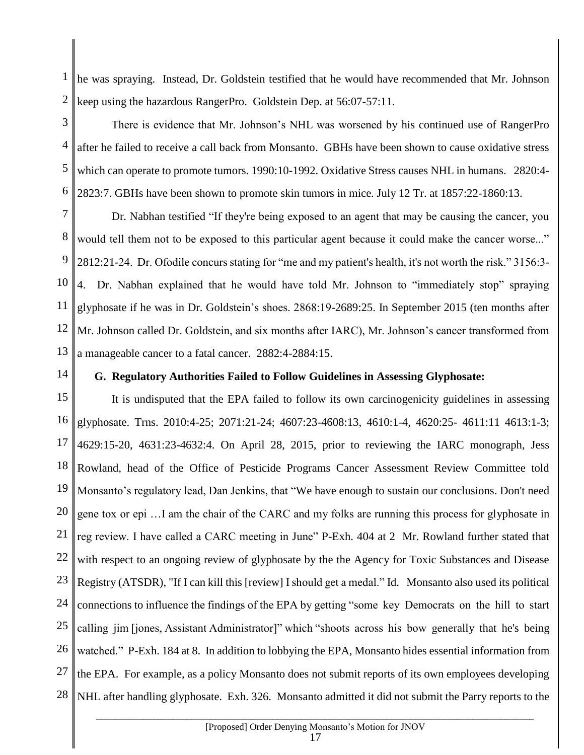he was spraying. Instead, Dr. Goldstein testified that he would have recommended that Mr. Johnson keep using the hazardous RangerPro. Goldstein Dep. at 56:07-57:11.

There is evidence that Mr. Johnson's NHL was worsened by his continued use of RangerPro after he failed to receive a call back from Monsanto. GBHs have been shown to cause oxidative stress which can operate to promote tumors. 1990:10-1992. Oxidative Stress causes NHL in humans. 2820:4-2823:7. GBHs have been shown to promote skin tumors in mice. July 12 Tr. at 1857:22-1860:13.

Dr. Nabhan testified "If they're being exposed to an agent that may be causing the cancer, you would tell them not to be exposed to this particular agent because it could make the cancer worse..." 2812:21-24. Dr. Ofodile concurs stating for "me and my patient's health, it's not worth the risk." 3156:3-4. Dr. Nabhan explained that he would have told Mr. Johnson to "immediately stop" spraying glyphosate if he was in Dr. Goldstein's shoes. 2868:19-2689:25. In September 2015 (ten months after Mr. Johnson called Dr. Goldstein, and six months after IARC), Mr. Johnson's cancer transformed from a manageable cancer to a fatal cancer. 2882:4-2884:15.

### G. Regulatory Authorities Failed to Follow Guidelines in Assessing Glyphosate:

It is undisputed that the EPA failed to follow its own carcinogenicity guidelines in assessing glyphosate. Trns. 2010:4-25; 2071:21-24; 4607:23-4608:13, 4610:1-4, 4620:25- 4611:11 4613:1-3; 4629:15-20, 4631:23-4632:4. On April 28, 2015, prior to reviewing the IARC monograph, Jess Rowland, head of the Office of Pesticide Programs Cancer Assessment Review Committee told Monsanto's regulatory lead, Dan Jenkins, that "We have enough to sustain our conclusions. Don't need gene tox or epi …I am the chair of the CARC and my folks are running this process for glyphosate in reg review. I have called a CARC meeting in June" P-Exh. 404 at 2 Mr. Rowland further stated that with respect to an ongoing review of glyphosate by the the Agency for Toxic Substances and Disease Registry (ATSDR), "If I can kill this [review] I should get a medal." Id. Monsanto also used its political connections to influence the findings of the EPA by getting "some key Democrats on the hill to start calling jim [jones, Assistant Administrator]" which "shoots across his bow generally that he's being watched." P-Exh. 184 at 8. In addition to lobbying the EPA, Monsanto hides essential information from the EPA. For example, as a policy Monsanto does not submit reports of its own employees developing NHL after handling glyphosate. Exh. 326. Monsanto admitted it did not submit the Parry reports to the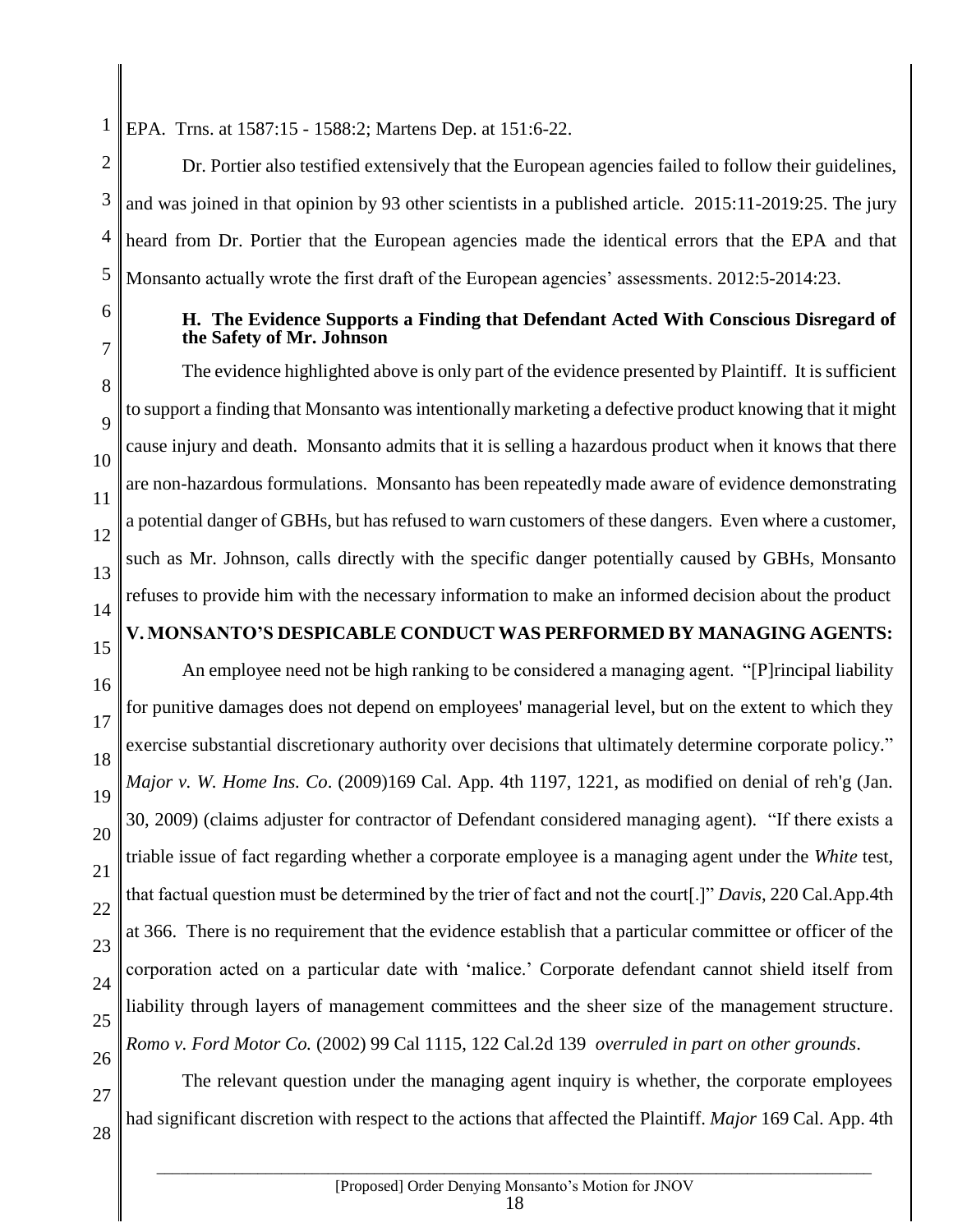EPA. Trns. at 1587:15 - 1588:2; Martens Dep. at 151:6-22.

Dr. Portier also testified extensively that the European agencies failed to follow their guidelines, and was joined in that opinion by 93 other scientists in a published article. 2015:11-2019:25. The jury heard from Dr. Portier that the European agencies made the identical errors that the EPA and that Monsanto actually wrote the first draft of the European agencies' assessments. 2012:5-2014:23.

### H. The Evidence Supports a Finding that Defendant Acted With Conscious Disregard of the Safety of Mr. Johnson

The evidence highlighted above is only part of the evidence presented by Plaintiff. It is sufficient to support a finding that Monsanto was intentionally marketing a defective product knowing that it might cause injury and death. Monsanto admits that it is selling a hazardous product when it knows that there are non-hazardous formulations. Monsanto has been repeatedly made aware of evidence demonstrating a potential danger of GBHs, but has refused to warn customers of these dangers. Even where a customer, such as Mr. Johnson, calls directly with the specific danger potentially caused by GBHs, Monsanto refuses to provide him with the necessary information to make an informed decision about the product

## V. MONSANTO'S DESPICABLE CONDUCT WAS PERFORMED BY MANAGING AGENTS:

An employee need not be high ranking to be considered a managing agent. "[P]rincipal liability for punitive damages does not depend on employees' managerial level, but on the extent to which they exercise substantial discretionary authority over decisions that ultimately determine corporate policy." *Major v. W. Home Ins. Co*. (2009)169 Cal. App. 4th 1197, 1221, as modified on denial of reh'g (Jan. 30, 2009) (claims adjuster for contractor of Defendant considered managing agent). "If there exists a triable issue of fact regarding whether a corporate employee is a managing agent under the *White* test, that factual question must be determined by the trier of fact and not the court[.]" *Davis*, 220 Cal.App.4th at 366. There is no requirement that the evidence establish that a particular committee or officer of the corporation acted on a particular date with 'malice.' Corporate defendant cannot shield itself from liability through layers of management committees and the sheer size of the management structure. *Romo v. Ford Motor Co.* (2002) 99 Cal 1115, 122 Cal.2d 139 *overruled in part on other grounds*.

The relevant question under the managing agent inquiry is whether, the corporate employees had significant discretion with respect to the actions that affected the Plaintiff. *Major* 169 Cal. App. 4th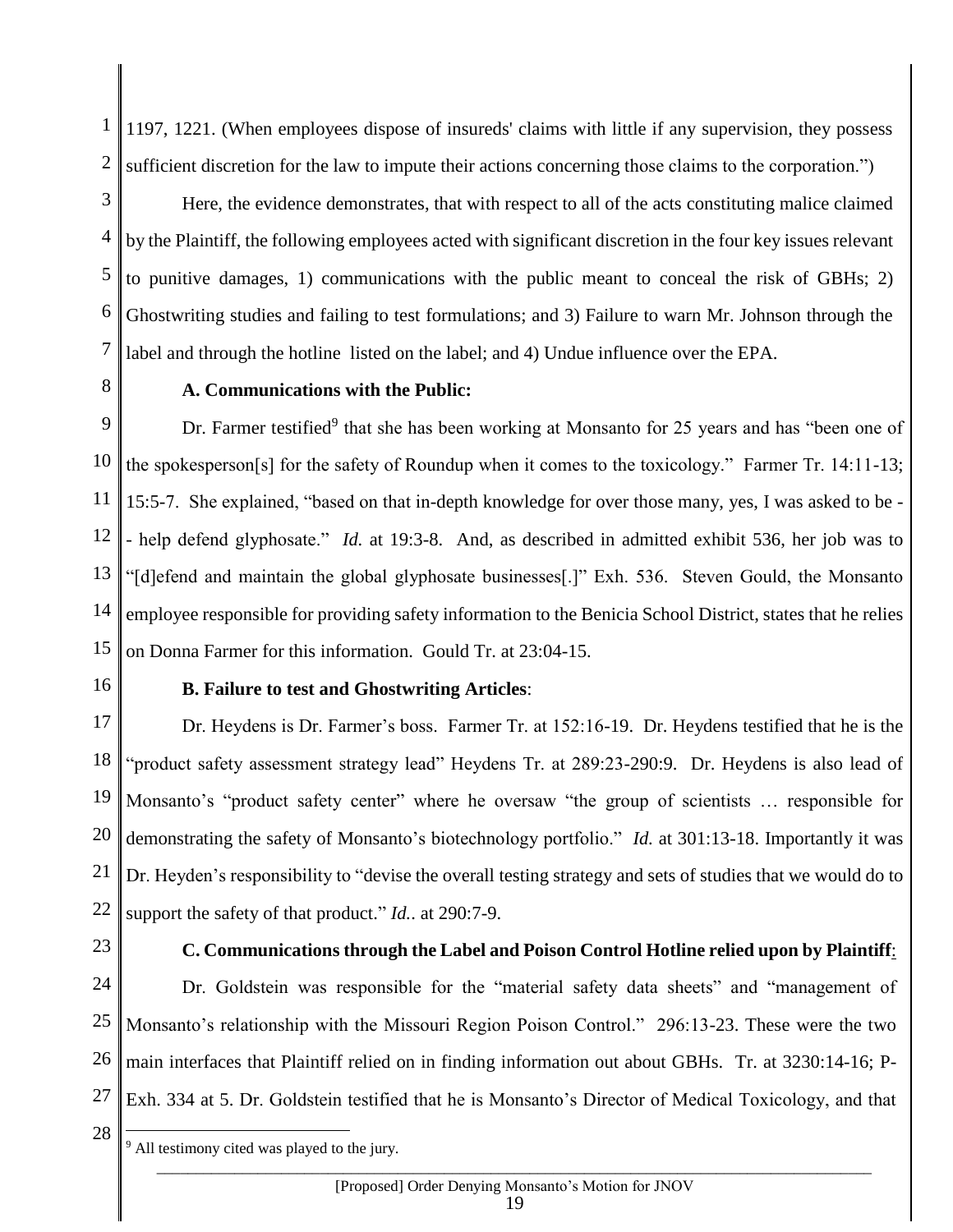1197, 1221. (When employees dispose of insureds' claims with little if any supervision, they possess sufficient discretion for the law to impute their actions concerning those claims to the corporation.")

Here, the evidence demonstrates, that with respect to all of the acts constituting malice claimed by the Plaintiff, the following employees acted with significant discretion in the four key issues relevant to punitive damages, 1) communications with the public meant to conceal the risk of GBHs; 2) Ghostwriting studies and failing to test formulations; and 3) Failure to warn Mr. Johnson through the label and through the hotline listed on the label; and 4) Undue influence over the EPA.

**A. Communications with the Public:**

Dr. Farmer testified[9] that she has been working at Monsanto for 25 years and has "been one of the spokesperson[s] for the safety of Roundup when it comes to the toxicology." Farmer Tr. 14:11-13; 15:5-7. She explained, "based on that in-depth knowledge for over those many, yes, I was asked to be -- help defend glyphosate." *Id.* at 19:3-8. And, as described in admitted exhibit 536, her job was to "[d]efend and maintain the global glyphosate businesses[.]" Exh. 536. Steven Gould, the Monsanto employee responsible for providing safety information to the Benicia School District, states that he relies on Donna Farmer for this information. Gould Tr. at 23:04-15.

**B. Failure to test and Ghostwriting Articles**:

Dr. Heydens is Dr. Farmer's boss. Farmer Tr. at 152:16-19. Dr. Heydens testified that he is the "product safety assessment strategy lead" Heydens Tr. at 289:23-290:9. Dr. Heydens is also lead of Monsanto's "product safety center" where he oversaw "the group of scientists … responsible for demonstrating the safety of Monsanto's biotechnology portfolio." *Id.* at 301:13-18. Importantly it was Dr. Heyden's responsibility to "devise the overall testing strategy and sets of studies that we would do to support the safety of that product." *Id.*. at 290:7-9.

**C. Communications through the Label and Poison Control Hotline relied upon by Plaintiff**:

Dr. Goldstein was responsible for the "material safety data sheets" and "management of Monsanto's relationship with the Missouri Region Poison Control." 296:13-23. These were the two main interfaces that Plaintiff relied on in finding information out about GBHs. Tr. at 3230:14-16; P-Exh. 334 at 5. Dr. Goldstein testified that he is Monsanto's Director of Medical Toxicology, and that

[9] All testimony cited was played to the jury.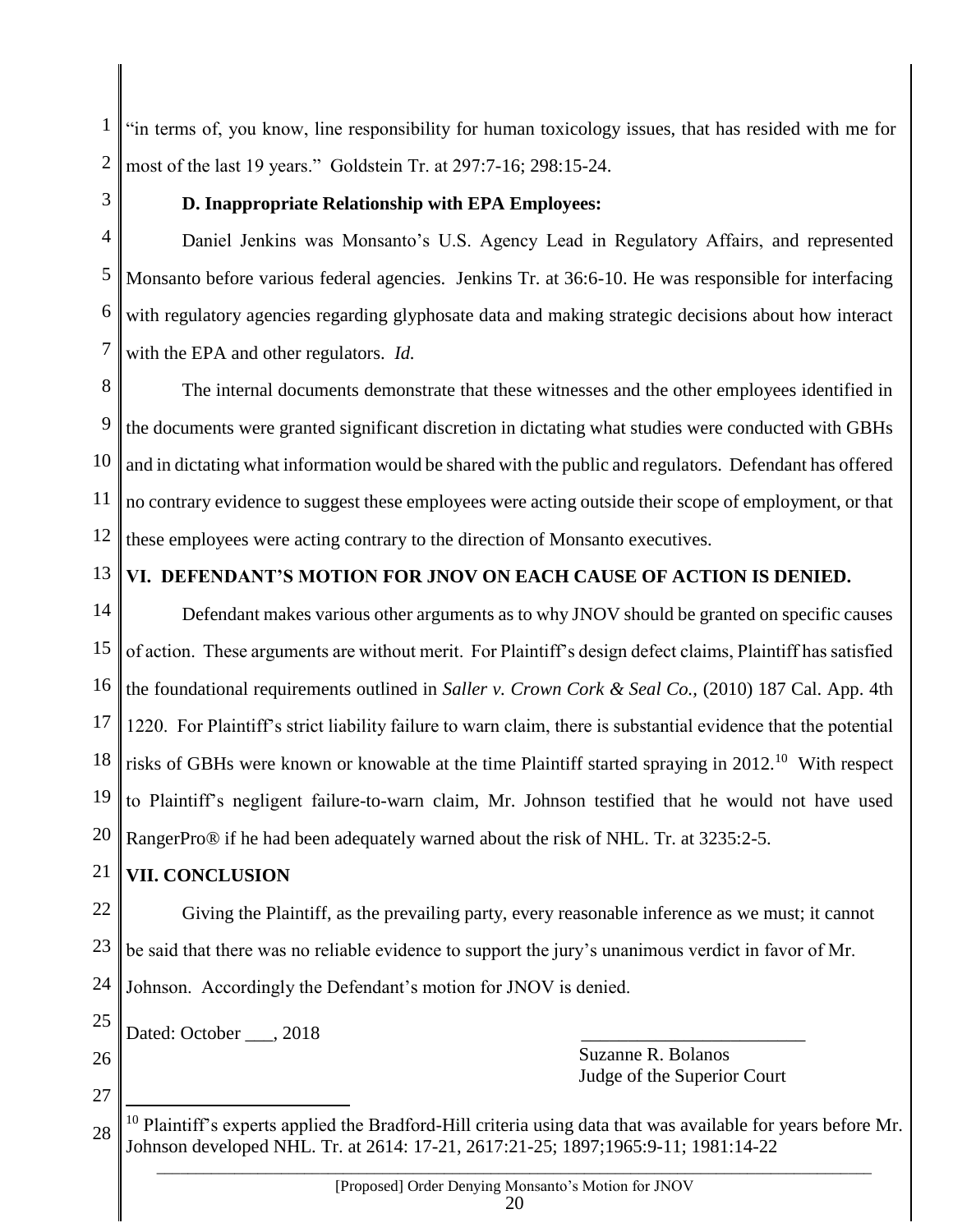"in terms of, you know, line responsibility for human toxicology issues, that has resided with me for most of the last 19 years." Goldstein Tr. at 297:7-16; 298:15-24.

**D. Inappropriate Relationship with EPA Employees:**

Daniel Jenkins was Monsanto's U.S. Agency Lead in Regulatory Affairs, and represented Monsanto before various federal agencies. Jenkins Tr. at 36:6-10. He was responsible for interfacing with regulatory agencies regarding glyphosate data and making strategic decisions about how interact with the EPA and other regulators. *Id.*

The internal documents demonstrate that these witnesses and the other employees identified in the documents were granted significant discretion in dictating what studies were conducted with GBHs and in dictating what information would be shared with the public and regulators. Defendant has offered no contrary evidence to suggest these employees were acting outside their scope of employment, or that these employees were acting contrary to the direction of Monsanto executives.

## VI. DEFENDANT'S MOTION FOR JNOV ON EACH CAUSE OF ACTION IS DENIED.

Defendant makes various other arguments as to why JNOV should be granted on specific causes of action. These arguments are without merit. For Plaintiff's design defect claims, Plaintiff has satisfied the foundational requirements outlined in *Saller v. Crown Cork & Seal Co.,* (2010) 187 Cal. App. 4th 1220. For Plaintiff's strict liability failure to warn claim, there is substantial evidence that the potential risks of GBHs were known or knowable at the time Plaintiff started spraying in 2012.[10] With respect to Plaintiff's negligent failure-to-warn claim, Mr. Johnson testified that he would not have used RangerPro® if he had been adequately warned about the risk of NHL. Tr. at 3235:2-5.

## VII. CONCLUSION

Giving the Plaintiff, as the prevailing party, every reasonable inference as we must; it cannot be said that there was no reliable evidence to support the jury's unanimous verdict in favor of Mr. Johnson. Accordingly the Defendant's motion for JNOV is denied.

Dated: October ___, 2018

________________________
Suzanne R. Bolanos
Judge of the Superior Court

---

[10] Plaintiff's experts applied the Bradford-Hill criteria using data that was available for years before Mr. Johnson developed NHL. Tr. at 2614: 17-21, 2617:21-25; 1897;1965:9-11; 1981:14-22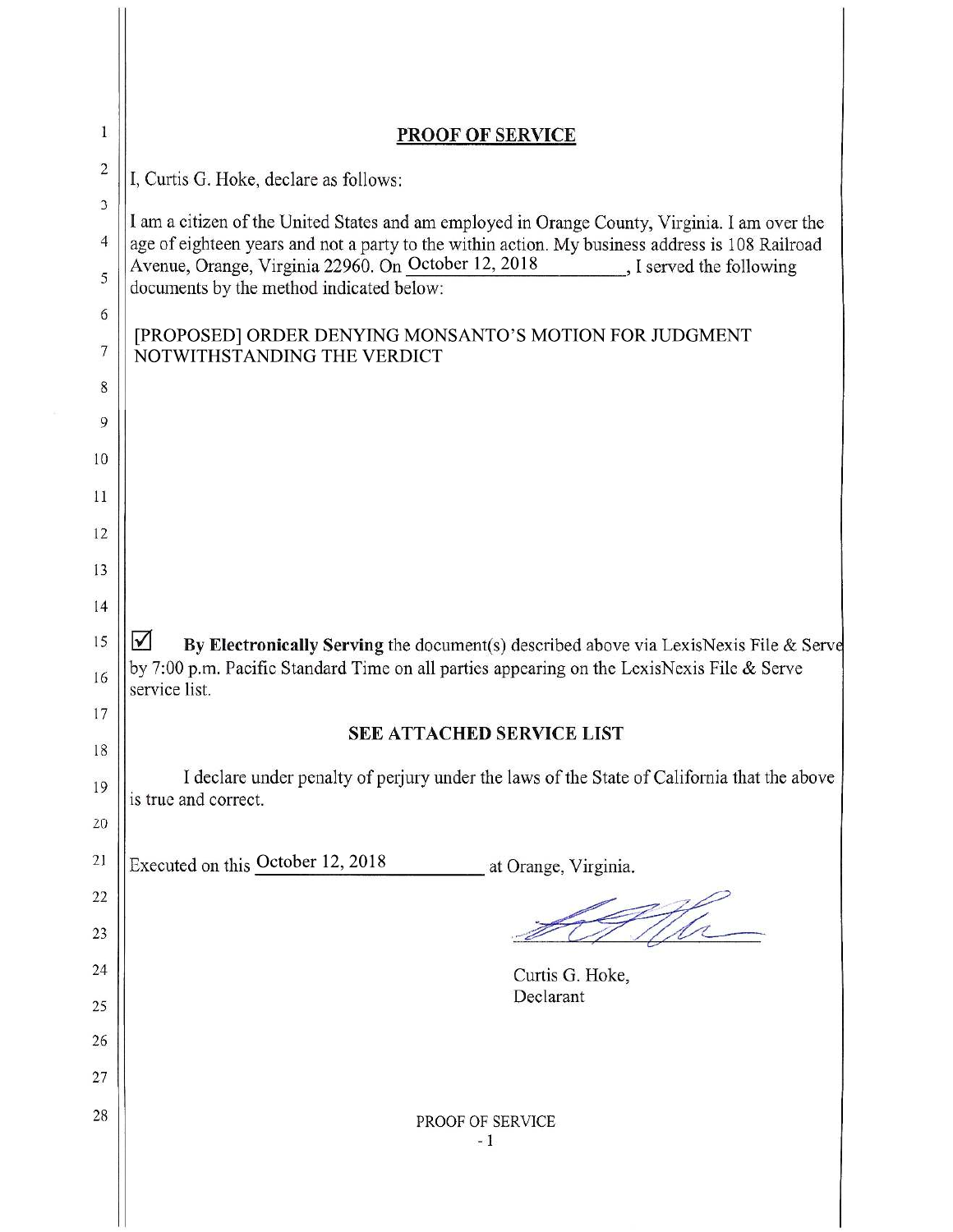# PROOF OF SERVICE

I, Curtis G. Hoke, declare as follows:

I am a citizen of the United States and am employed in Orange County, Virginia. I am over the age of eighteen years and not a party to the within action. My business address is 108 Railroad Avenue, Orange, Virginia 22960. On October 12, 2018, I served the following documents by the method indicated below:

[PROPOSED] ORDER DENYING MONSANTO'S MOTION FOR JUDGMENT NOTWITHSTANDING THE VERDICT

☑ **By Electronically Serving** the document(s) described above via LexisNexis File & Serve by 7:00 p.m. Pacific Standard Time on all parties appearing on the LexisNexis File & Serve service list.

**SEE ATTACHED SERVICE LIST**

I declare under penalty of perjury under the laws of the State of California that the above is true and correct.

Executed on this October 12, 2018 at Orange, Virginia.

Curtis G. Hoke,
Declarant

PROOF OF SERVICE